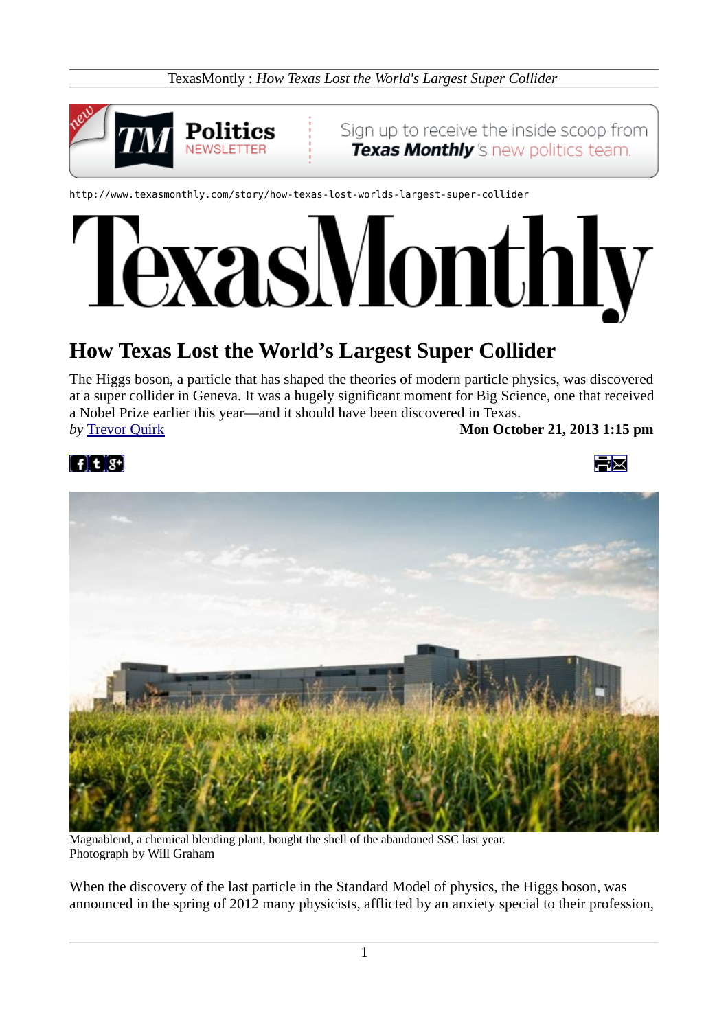http://www.texasmonthly.com/story/how-texas-lost-worlds-largest-super-collider

# How Texas Lost the World's Largest Super Collider

The Higgs boson, a particle that has shaped the theories of modern particle physics, was discovered at a super collider in Geneva. It was a hugely significant moment for Big Science, one that received a Nobel Prize earlier this year—and it should have been discovered in Texas.

*by* Trevor Quirk **Mon October 21, 2013 1:15 pm**

Magnablend, a chemical blending plant, bought the shell of the abandoned SSC last year.
Photograph by Will Graham

When the discovery of the last particle in the Standard Model of physics, the Higgs boson, was announced in the spring of 2012 many physicists, afflicted by an anxiety special to their profession,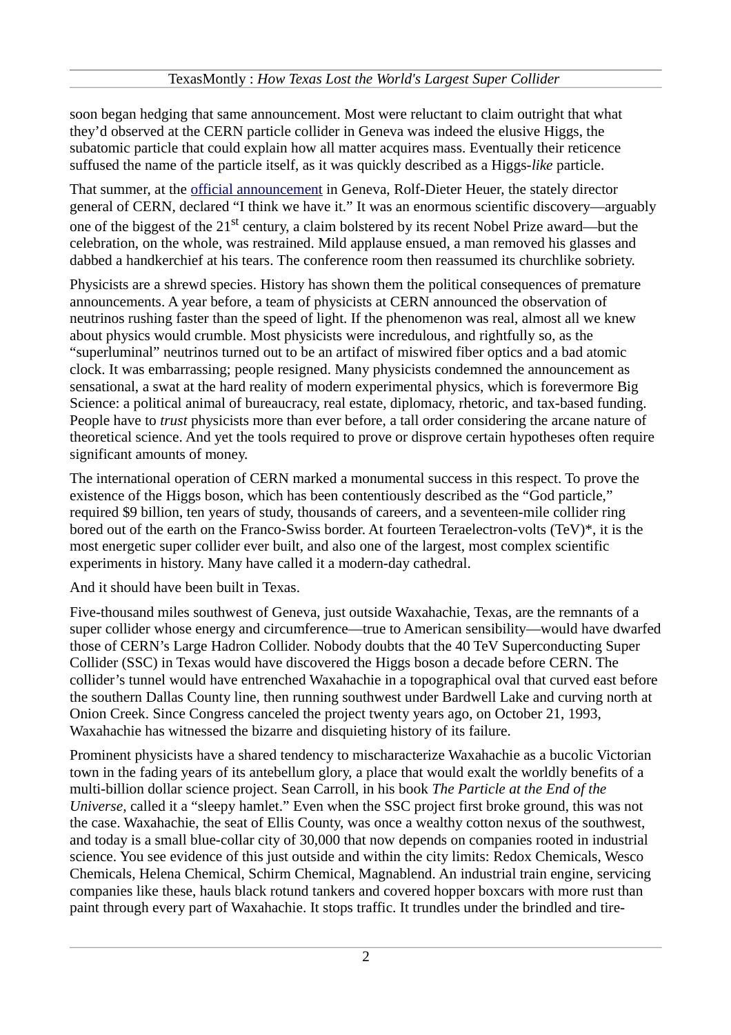soon began hedging that same announcement. Most were reluctant to claim outright that what they'd observed at the CERN particle collider in Geneva was indeed the elusive Higgs, the subatomic particle that could explain how all matter acquires mass. Eventually their reticence suffused the name of the particle itself, as it was quickly described as a Higgs-*like* particle.

That summer, at the [official announcement](#) in Geneva, Rolf-Dieter Heuer, the stately director general of CERN, declared "I think we have it." It was an enormous scientific discovery—arguably one of the biggest of the 21st century, a claim bolstered by its recent Nobel Prize award—but the celebration, on the whole, was restrained. Mild applause ensued, a man removed his glasses and dabbed a handkerchief at his tears. The conference room then reassumed its churchlike sobriety.

Physicists are a shrewd species. History has shown them the political consequences of premature announcements. A year before, a team of physicists at CERN announced the observation of neutrinos rushing faster than the speed of light. If the phenomenon was real, almost all we knew about physics would crumble. Most physicists were incredulous, and rightfully so, as the "superluminal" neutrinos turned out to be an artifact of miswired fiber optics and a bad atomic clock. It was embarrassing; people resigned. Many physicists condemned the announcement as sensational, a swat at the hard reality of modern experimental physics, which is forevermore Big Science: a political animal of bureaucracy, real estate, diplomacy, rhetoric, and tax-based funding. People have to *trust* physicists more than ever before, a tall order considering the arcane nature of theoretical science. And yet the tools required to prove or disprove certain hypotheses often require significant amounts of money.

The international operation of CERN marked a monumental success in this respect. To prove the existence of the Higgs boson, which has been contentiously described as the "God particle," required $9 billion, ten years of study, thousands of careers, and a seventeen-mile collider ring bored out of the earth on the Franco-Swiss border. At fourteen Teraelectron-volts (TeV)*, it is the most energetic super collider ever built, and also one of the largest, most complex scientific experiments in history. Many have called it a modern-day cathedral.

And it should have been built in Texas.

Five-thousand miles southwest of Geneva, just outside Waxahachie, Texas, are the remnants of a super collider whose energy and circumference—true to American sensibility—would have dwarfed those of CERN's Large Hadron Collider. Nobody doubts that the 40 TeV Superconducting Super Collider (SSC) in Texas would have discovered the Higgs boson a decade before CERN. The collider's tunnel would have entrenched Waxahachie in a topographical oval that curved east before the southern Dallas County line, then running southwest under Bardwell Lake and curving north at Onion Creek. Since Congress canceled the project twenty years ago, on October 21, 1993, Waxahachie has witnessed the bizarre and disquieting history of its failure.

Prominent physicists have a shared tendency to mischaracterize Waxahachie as a bucolic Victorian town in the fading years of its antebellum glory, a place that would exalt the worldly benefits of a multi-billion dollar science project. Sean Carroll, in his book *The Particle at the End of the Universe*, called it a "sleepy hamlet." Even when the SSC project first broke ground, this was not the case. Waxahachie, the seat of Ellis County, was once a wealthy cotton nexus of the southwest, and today is a small blue-collar city of 30,000 that now depends on companies rooted in industrial science. You see evidence of this just outside and within the city limits: Redox Chemicals, Wesco Chemicals, Helena Chemical, Schirm Chemical, Magnablend. An industrial train engine, servicing companies like these, hauls black rotund tankers and covered hopper boxcars with more rust than paint through every part of Waxahachie. It stops traffic. It trundles under the brindled and tire-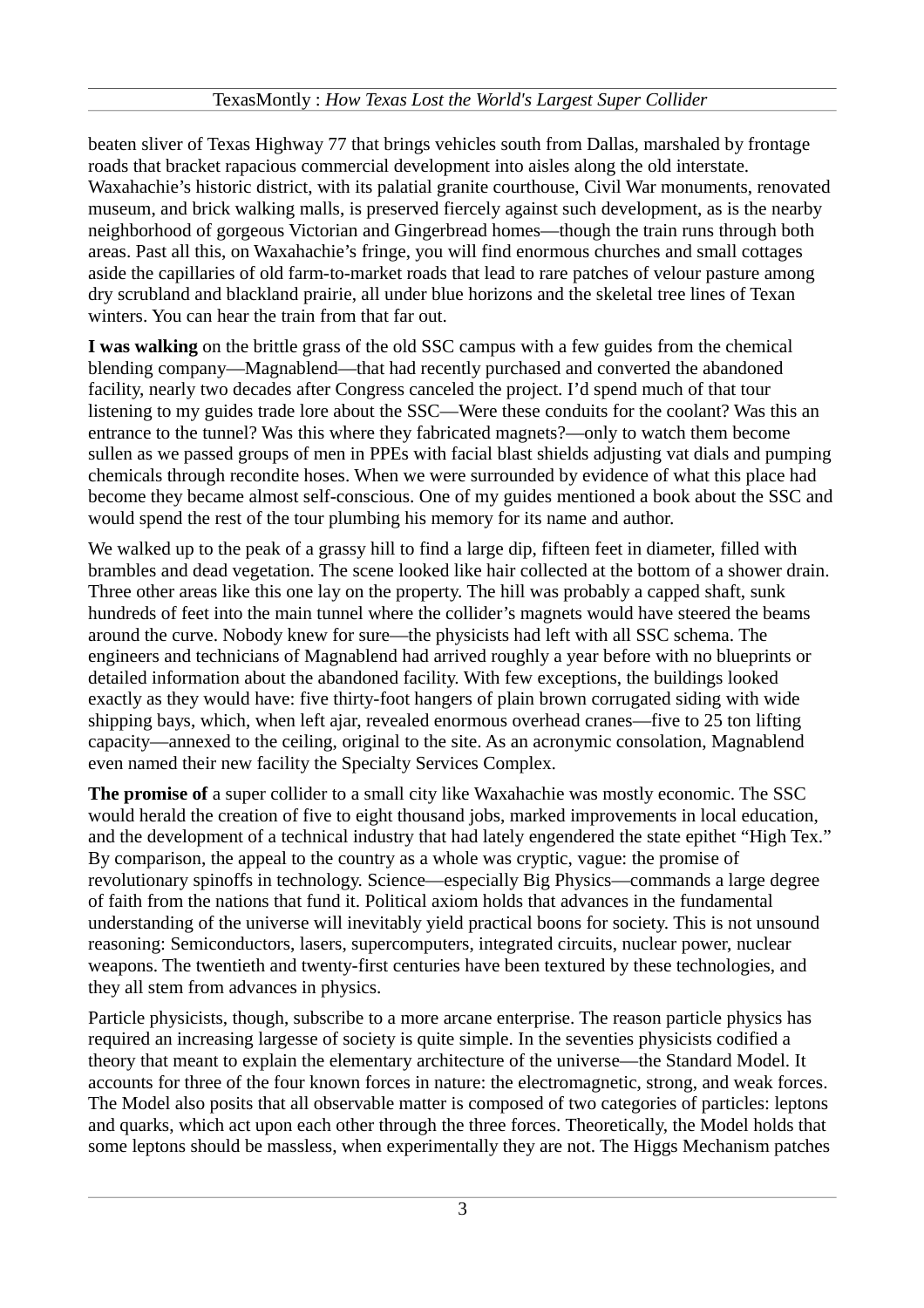beaten sliver of Texas Highway 77 that brings vehicles south from Dallas, marshaled by frontage roads that bracket rapacious commercial development into aisles along the old interstate. Waxahachie's historic district, with its palatial granite courthouse, Civil War monuments, renovated museum, and brick walking malls, is preserved fiercely against such development, as is the nearby neighborhood of gorgeous Victorian and Gingerbread homes—though the train runs through both areas. Past all this, on Waxahachie's fringe, you will find enormous churches and small cottages aside the capillaries of old farm-to-market roads that lead to rare patches of velour pasture among dry scrubland and blackland prairie, all under blue horizons and the skeletal tree lines of Texan winters. You can hear the train from that far out.

**I was walking** on the brittle grass of the old SSC campus with a few guides from the chemical blending company—Magnablend—that had recently purchased and converted the abandoned facility, nearly two decades after Congress canceled the project. I'd spend much of that tour listening to my guides trade lore about the SSC—Were these conduits for the coolant? Was this an entrance to the tunnel? Was this where they fabricated magnets?—only to watch them become sullen as we passed groups of men in PPEs with facial blast shields adjusting vat dials and pumping chemicals through recondite hoses. When we were surrounded by evidence of what this place had become they became almost self-conscious. One of my guides mentioned a book about the SSC and would spend the rest of the tour plumbing his memory for its name and author.

We walked up to the peak of a grassy hill to find a large dip, fifteen feet in diameter, filled with brambles and dead vegetation. The scene looked like hair collected at the bottom of a shower drain. Three other areas like this one lay on the property. The hill was probably a capped shaft, sunk hundreds of feet into the main tunnel where the collider's magnets would have steered the beams around the curve. Nobody knew for sure—the physicists had left with all SSC schema. The engineers and technicians of Magnablend had arrived roughly a year before with no blueprints or detailed information about the abandoned facility. With few exceptions, the buildings looked exactly as they would have: five thirty-foot hangers of plain brown corrugated siding with wide shipping bays, which, when left ajar, revealed enormous overhead cranes—five to 25 ton lifting capacity—annexed to the ceiling, original to the site. As an acronymic consolation, Magnablend even named their new facility the Specialty Services Complex.

**The promise of** a super collider to a small city like Waxahachie was mostly economic. The SSC would herald the creation of five to eight thousand jobs, marked improvements in local education, and the development of a technical industry that had lately engendered the state epithet "High Tex." By comparison, the appeal to the country as a whole was cryptic, vague: the promise of revolutionary spinoffs in technology. Science—especially Big Physics—commands a large degree of faith from the nations that fund it. Political axiom holds that advances in the fundamental understanding of the universe will inevitably yield practical boons for society. This is not unsound reasoning: Semiconductors, lasers, supercomputers, integrated circuits, nuclear power, nuclear weapons. The twentieth and twenty-first centuries have been textured by these technologies, and they all stem from advances in physics.

Particle physicists, though, subscribe to a more arcane enterprise. The reason particle physics has required an increasing largesse of society is quite simple. In the seventies physicists codified a theory that meant to explain the elementary architecture of the universe—the Standard Model. It accounts for three of the four known forces in nature: the electromagnetic, strong, and weak forces. The Model also posits that all observable matter is composed of two categories of particles: leptons and quarks, which act upon each other through the three forces. Theoretically, the Model holds that some leptons should be massless, when experimentally they are not. The Higgs Mechanism patches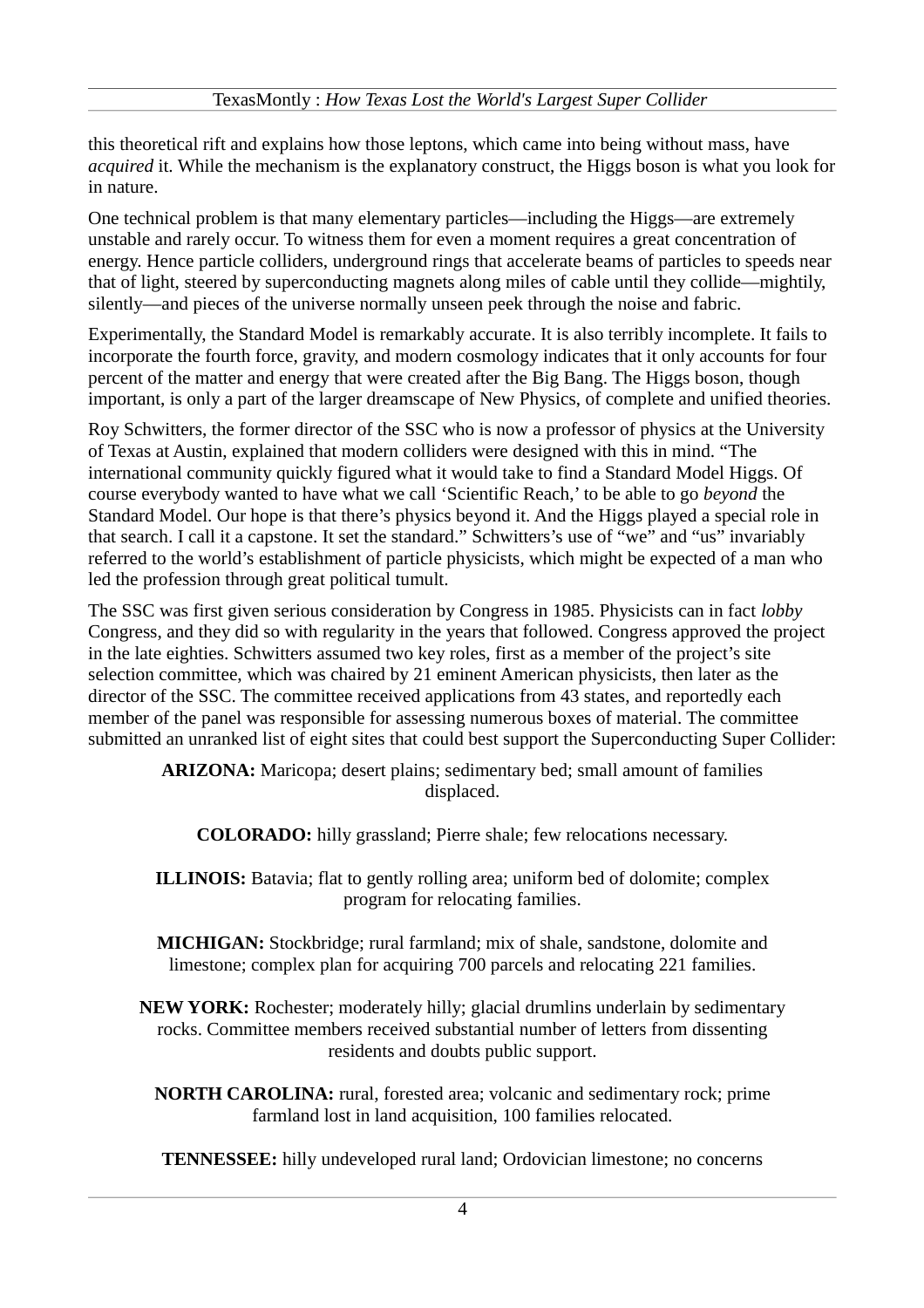this theoretical rift and explains how those leptons, which came into being without mass, have *acquired* it. While the mechanism is the explanatory construct, the Higgs boson is what you look for in nature.

One technical problem is that many elementary particles—including the Higgs—are extremely unstable and rarely occur. To witness them for even a moment requires a great concentration of energy. Hence particle colliders, underground rings that accelerate beams of particles to speeds near that of light, steered by superconducting magnets along miles of cable until they collide—mightily, silently—and pieces of the universe normally unseen peek through the noise and fabric.

Experimentally, the Standard Model is remarkably accurate. It is also terribly incomplete. It fails to incorporate the fourth force, gravity, and modern cosmology indicates that it only accounts for four percent of the matter and energy that were created after the Big Bang. The Higgs boson, though important, is only a part of the larger dreamscape of New Physics, of complete and unified theories.

Roy Schwitters, the former director of the SSC who is now a professor of physics at the University of Texas at Austin, explained that modern colliders were designed with this in mind. "The international community quickly figured what it would take to find a Standard Model Higgs. Of course everybody wanted to have what we call 'Scientific Reach,' to be able to go *beyond* the Standard Model. Our hope is that there's physics beyond it. And the Higgs played a special role in that search. I call it a capstone. It set the standard." Schwitters's use of "we" and "us" invariably referred to the world's establishment of particle physicists, which might be expected of a man who led the profession through great political tumult.

The SSC was first given serious consideration by Congress in 1985. Physicists can in fact *lobby* Congress, and they did so with regularity in the years that followed. Congress approved the project in the late eighties. Schwitters assumed two key roles, first as a member of the project's site selection committee, which was chaired by 21 eminent American physicists, then later as the director of the SSC. The committee received applications from 43 states, and reportedly each member of the panel was responsible for assessing numerous boxes of material. The committee submitted an unranked list of eight sites that could best support the Superconducting Super Collider:

**ARIZONA:** Maricopa; desert plains; sedimentary bed; small amount of families displaced.

**COLORADO:** hilly grassland; Pierre shale; few relocations necessary.

**ILLINOIS:** Batavia; flat to gently rolling area; uniform bed of dolomite; complex program for relocating families.

**MICHIGAN:** Stockbridge; rural farmland; mix of shale, sandstone, dolomite and limestone; complex plan for acquiring 700 parcels and relocating 221 families.

**NEW YORK:** Rochester; moderately hilly; glacial drumlins underlain by sedimentary rocks. Committee members received substantial number of letters from dissenting residents and doubts public support.

**NORTH CAROLINA:** rural, forested area; volcanic and sedimentary rock; prime farmland lost in land acquisition, 100 families relocated.

**TENNESSEE:** hilly undeveloped rural land; Ordovician limestone; no concerns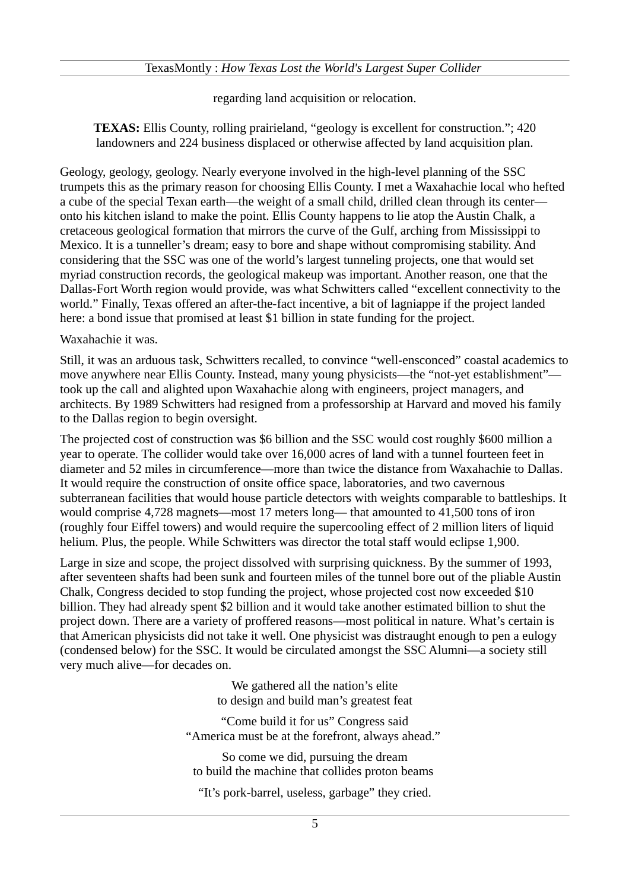regarding land acquisition or relocation.

**TEXAS:** Ellis County, rolling prairieland, “geology is excellent for construction.”; 420 landowners and 224 business displaced or otherwise affected by land acquisition plan.

Geology, geology, geology. Nearly everyone involved in the high-level planning of the SSC trumpets this as the primary reason for choosing Ellis County. I met a Waxahachie local who hefted a cube of the special Texan earth—the weight of a small child, drilled clean through its center—onto his kitchen island to make the point. Ellis County happens to lie atop the Austin Chalk, a cretaceous geological formation that mirrors the curve of the Gulf, arching from Mississippi to Mexico. It is a tunneller’s dream; easy to bore and shape without compromising stability. And considering that the SSC was one of the world’s largest tunneling projects, one that would set myriad construction records, the geological makeup was important. Another reason, one that the Dallas-Fort Worth region would provide, was what Schwitters called “excellent connectivity to the world.” Finally, Texas offered an after-the-fact incentive, a bit of lagniappe if the project landed here: a bond issue that promised at least $1 billion in state funding for the project.

Waxahachie it was.

Still, it was an arduous task, Schwitters recalled, to convince “well-ensconced” coastal academics to move anywhere near Ellis County. Instead, many young physicists—the “not-yet establishment”—took up the call and alighted upon Waxahachie along with engineers, project managers, and architects. By 1989 Schwitters had resigned from a professorship at Harvard and moved his family to the Dallas region to begin oversight.

The projected cost of construction was $6 billion and the SSC would cost roughly $600 million a year to operate. The collider would take over 16,000 acres of land with a tunnel fourteen feet in diameter and 52 miles in circumference—more than twice the distance from Waxahachie to Dallas. It would require the construction of onsite office space, laboratories, and two cavernous subterranean facilities that would house particle detectors with weights comparable to battleships. It would comprise 4,728 magnets—most 17 meters long— that amounted to 41,500 tons of iron (roughly four Eiffel towers) and would require the supercooling effect of 2 million liters of liquid helium. Plus, the people. While Schwitters was director the total staff would eclipse 1,900.

Large in size and scope, the project dissolved with surprising quickness. By the summer of 1993, after seventeen shafts had been sunk and fourteen miles of the tunnel bore out of the pliable Austin Chalk, Congress decided to stop funding the project, whose projected cost now exceeded $10 billion. They had already spent $2 billion and it would take another estimated billion to shut the project down. There are a variety of proffered reasons—most political in nature. What’s certain is that American physicists did not take it well. One physicist was distraught enough to pen a eulogy (condensed below) for the SSC. It would be circulated amongst the SSC Alumni—a society still very much alive—for decades on.

We gathered all the nation’s elite  
to design and build man’s greatest feat

“Come build it for us” Congress said  
“America must be at the forefront, always ahead.”

So come we did, pursuing the dream  
to build the machine that collides proton beams

“It’s pork-barrel, useless, garbage” they cried.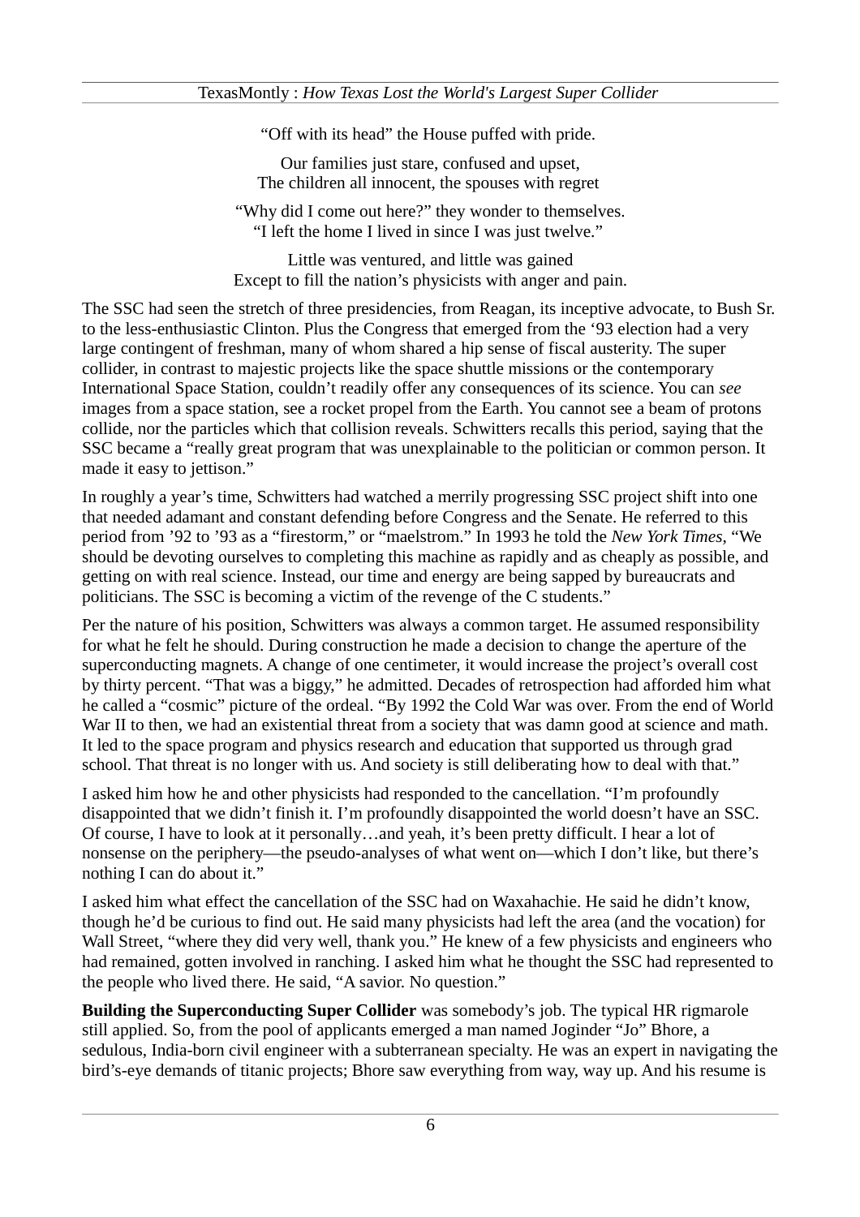"Off with its head" the House puffed with pride.

Our families just stare, confused and upset,
The children all innocent, the spouses with regret

"Why did I come out here?" they wonder to themselves.
"I left the home I lived in since I was just twelve."

Little was ventured, and little was gained
Except to fill the nation's physicists with anger and pain.

The SSC had seen the stretch of three presidencies, from Reagan, its inceptive advocate, to Bush Sr. to the less-enthusiastic Clinton. Plus the Congress that emerged from the '93 election had a very large contingent of freshman, many of whom shared a hip sense of fiscal austerity. The super collider, in contrast to majestic projects like the space shuttle missions or the contemporary International Space Station, couldn't readily offer any consequences of its science. You can *see* images from a space station, see a rocket propel from the Earth. You cannot see a beam of protons collide, nor the particles which that collision reveals. Schwitters recalls this period, saying that the SSC became a "really great program that was unexplainable to the politician or common person. It made it easy to jettison."

In roughly a year's time, Schwitters had watched a merrily progressing SSC project shift into one that needed adamant and constant defending before Congress and the Senate. He referred to this period from '92 to '93 as a "firestorm," or "maelstrom." In 1993 he told the *New York Times*, "We should be devoting ourselves to completing this machine as rapidly and as cheaply as possible, and getting on with real science. Instead, our time and energy are being sapped by bureaucrats and politicians. The SSC is becoming a victim of the revenge of the C students."

Per the nature of his position, Schwitters was always a common target. He assumed responsibility for what he felt he should. During construction he made a decision to change the aperture of the superconducting magnets. A change of one centimeter, it would increase the project's overall cost by thirty percent. "That was a biggy," he admitted. Decades of retrospection had afforded him what he called a "cosmic" picture of the ordeal. "By 1992 the Cold War was over. From the end of World War II to then, we had an existential threat from a society that was damn good at science and math. It led to the space program and physics research and education that supported us through grad school. That threat is no longer with us. And society is still deliberating how to deal with that."

I asked him how he and other physicists had responded to the cancellation. "I'm profoundly disappointed that we didn't finish it. I'm profoundly disappointed the world doesn't have an SSC. Of course, I have to look at it personally…and yeah, it's been pretty difficult. I hear a lot of nonsense on the periphery—the pseudo-analyses of what went on—which I don't like, but there's nothing I can do about it."

I asked him what effect the cancellation of the SSC had on Waxahachie. He said he didn't know, though he'd be curious to find out. He said many physicists had left the area (and the vocation) for Wall Street, "where they did very well, thank you." He knew of a few physicists and engineers who had remained, gotten involved in ranching. I asked him what he thought the SSC had represented to the people who lived there. He said, "A savior. No question."

**Building the Superconducting Super Collider** was somebody's job. The typical HR rigmarole still applied. So, from the pool of applicants emerged a man named Joginder "Jo" Bhore, a sedulous, India-born civil engineer with a subterranean specialty. He was an expert in navigating the bird's-eye demands of titanic projects; Bhore saw everything from way, way up. And his resume is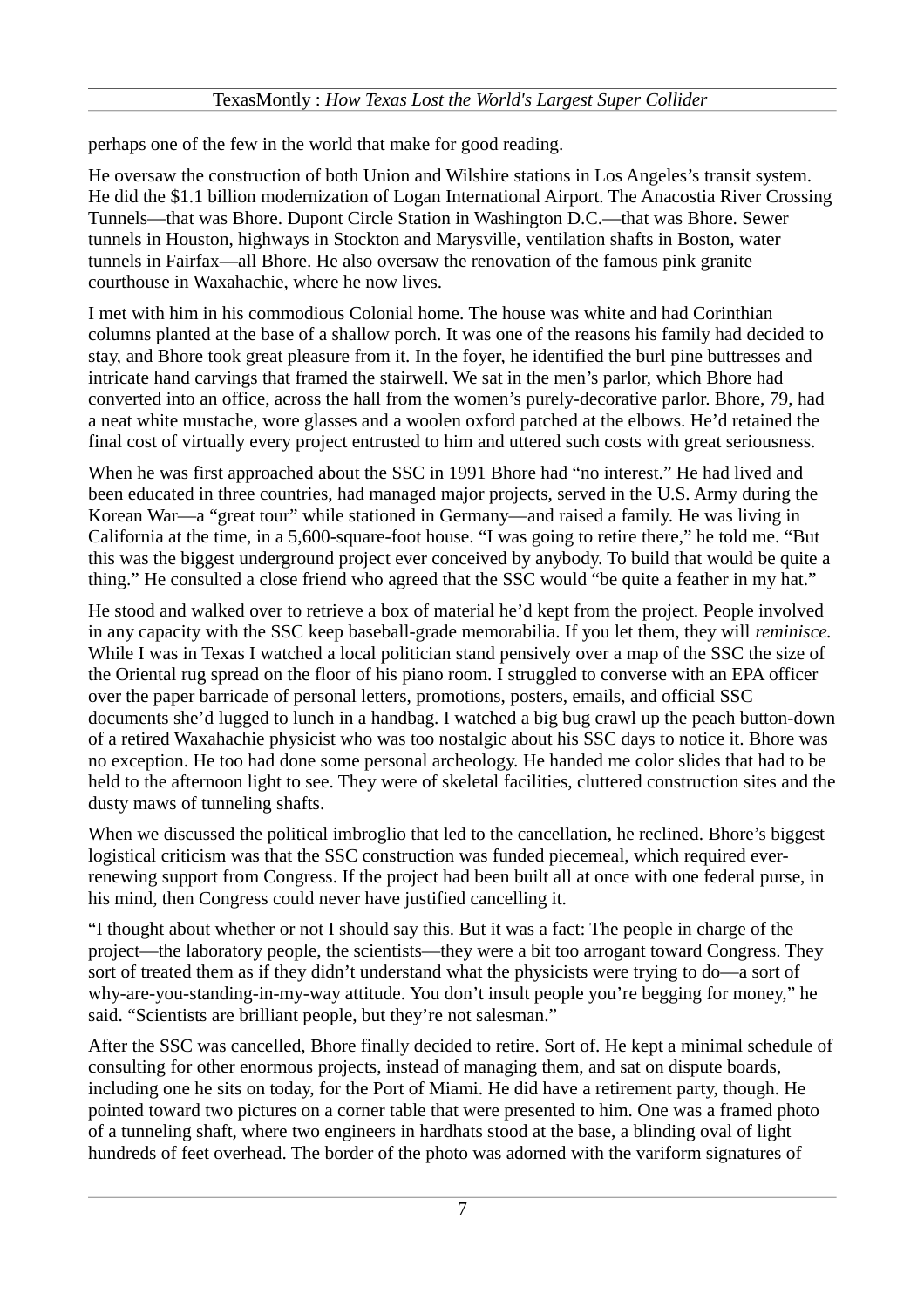perhaps one of the few in the world that make for good reading.

He oversaw the construction of both Union and Wilshire stations in Los Angeles's transit system. He did the $1.1 billion modernization of Logan International Airport. The Anacostia River Crossing Tunnels—that was Bhore. Dupont Circle Station in Washington D.C.—that was Bhore. Sewer tunnels in Houston, highways in Stockton and Marysville, ventilation shafts in Boston, water tunnels in Fairfax—all Bhore. He also oversaw the renovation of the famous pink granite courthouse in Waxahachie, where he now lives.

I met with him in his commodious Colonial home. The house was white and had Corinthian columns planted at the base of a shallow porch. It was one of the reasons his family had decided to stay, and Bhore took great pleasure from it. In the foyer, he identified the burl pine buttresses and intricate hand carvings that framed the stairwell. We sat in the men's parlor, which Bhore had converted into an office, across the hall from the women's purely-decorative parlor. Bhore, 79, had a neat white mustache, wore glasses and a woolen oxford patched at the elbows. He'd retained the final cost of virtually every project entrusted to him and uttered such costs with great seriousness.

When he was first approached about the SSC in 1991 Bhore had "no interest." He had lived and been educated in three countries, had managed major projects, served in the U.S. Army during the Korean War—a "great tour" while stationed in Germany—and raised a family. He was living in California at the time, in a 5,600-square-foot house. "I was going to retire there," he told me. "But this was the biggest underground project ever conceived by anybody. To build that would be quite a thing." He consulted a close friend who agreed that the SSC would "be quite a feather in my hat."

He stood and walked over to retrieve a box of material he'd kept from the project. People involved in any capacity with the SSC keep baseball-grade memorabilia. If you let them, they will *reminisce.* While I was in Texas I watched a local politician stand pensively over a map of the SSC the size of the Oriental rug spread on the floor of his piano room. I struggled to converse with an EPA officer over the paper barricade of personal letters, promotions, posters, emails, and official SSC documents she'd lugged to lunch in a handbag. I watched a big bug crawl up the peach button-down of a retired Waxahachie physicist who was too nostalgic about his SSC days to notice it. Bhore was no exception. He too had done some personal archeology. He handed me color slides that had to be held to the afternoon light to see. They were of skeletal facilities, cluttered construction sites and the dusty maws of tunneling shafts.

When we discussed the political imbroglio that led to the cancellation, he reclined. Bhore's biggest logistical criticism was that the SSC construction was funded piecemeal, which required ever-renewing support from Congress. If the project had been built all at once with one federal purse, in his mind, then Congress could never have justified cancelling it.

"I thought about whether or not I should say this. But it was a fact: The people in charge of the project—the laboratory people, the scientists—they were a bit too arrogant toward Congress. They sort of treated them as if they didn't understand what the physicists were trying to do—a sort of why-are-you-standing-in-my-way attitude. You don't insult people you're begging for money," he said. "Scientists are brilliant people, but they're not salesman."

After the SSC was cancelled, Bhore finally decided to retire. Sort of. He kept a minimal schedule of consulting for other enormous projects, instead of managing them, and sat on dispute boards, including one he sits on today, for the Port of Miami. He did have a retirement party, though. He pointed toward two pictures on a corner table that were presented to him. One was a framed photo of a tunneling shaft, where two engineers in hardhats stood at the base, a blinding oval of light hundreds of feet overhead. The border of the photo was adorned with the variform signatures of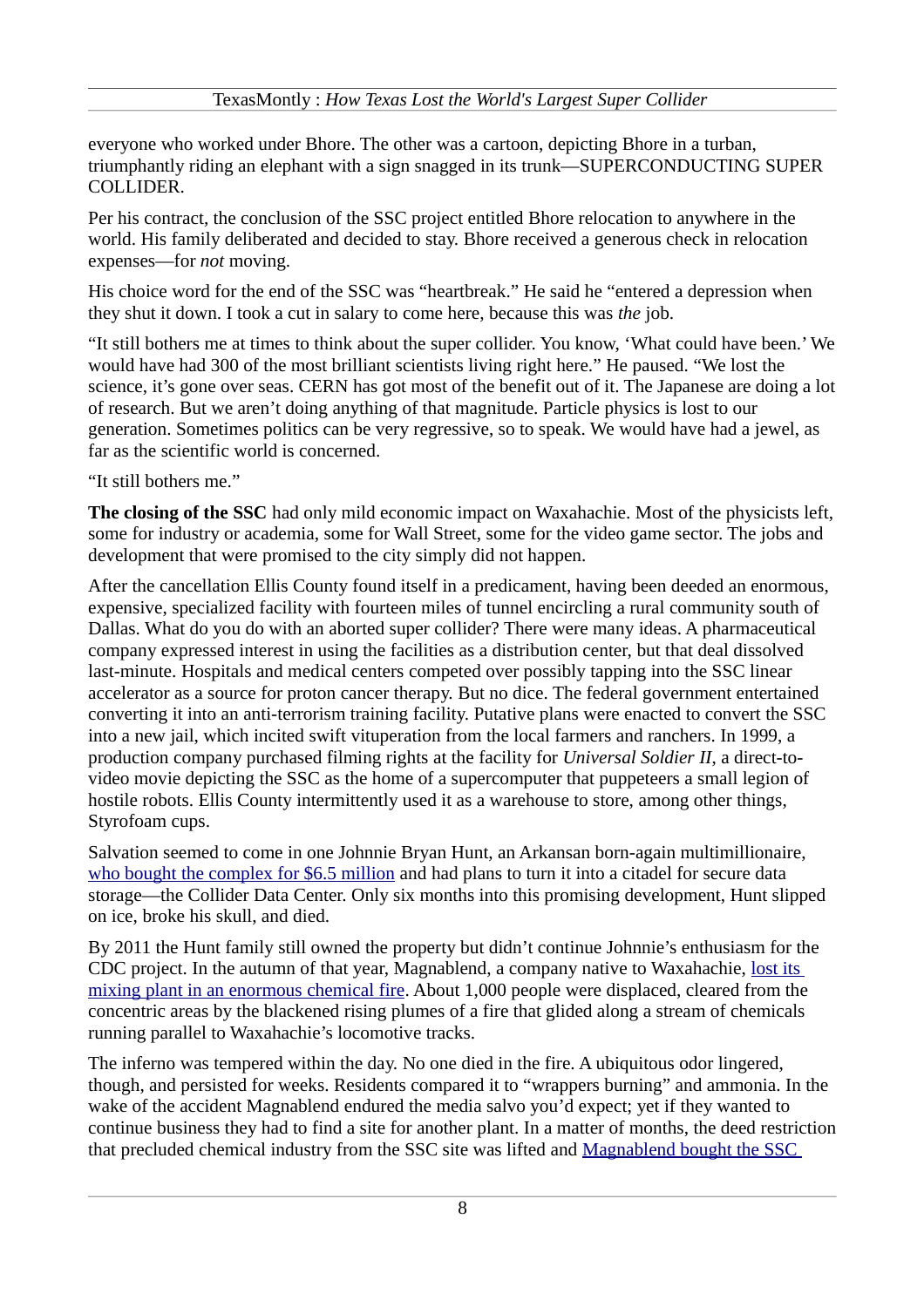everyone who worked under Bhore. The other was a cartoon, depicting Bhore in a turban, triumphantly riding an elephant with a sign snagged in its trunk—SUPERCONDUCTING SUPER COLLIDER.

Per his contract, the conclusion of the SSC project entitled Bhore relocation to anywhere in the world. His family deliberated and decided to stay. Bhore received a generous check in relocation expenses—for *not* moving.

His choice word for the end of the SSC was "heartbreak." He said he "entered a depression when they shut it down. I took a cut in salary to come here, because this was *the* job.

"It still bothers me at times to think about the super collider. You know, 'What could have been.' We would have had 300 of the most brilliant scientists living right here." He paused. "We lost the science, it's gone over seas. CERN has got most of the benefit out of it. The Japanese are doing a lot of research. But we aren't doing anything of that magnitude. Particle physics is lost to our generation. Sometimes politics can be very regressive, so to speak. We would have had a jewel, as far as the scientific world is concerned.

"It still bothers me."

**The closing of the SSC** had only mild economic impact on Waxahachie. Most of the physicists left, some for industry or academia, some for Wall Street, some for the video game sector. The jobs and development that were promised to the city simply did not happen.

After the cancellation Ellis County found itself in a predicament, having been deeded an enormous, expensive, specialized facility with fourteen miles of tunnel encircling a rural community south of Dallas. What do you do with an aborted super collider? There were many ideas. A pharmaceutical company expressed interest in using the facilities as a distribution center, but that deal dissolved last-minute. Hospitals and medical centers competed over possibly tapping into the SSC linear accelerator as a source for proton cancer therapy. But no dice. The federal government entertained converting it into an anti-terrorism training facility. Putative plans were enacted to convert the SSC into a new jail, which incited swift vituperation from the local farmers and ranchers. In 1999, a production company purchased filming rights at the facility for *Universal Soldier II*, a direct-to-video movie depicting the SSC as the home of a supercomputer that puppeteers a small legion of hostile robots. Ellis County intermittently used it as a warehouse to store, among other things, Styrofoam cups.

Salvation seemed to come in one Johnnie Bryan Hunt, an Arkansan born-again multimillionaire, who bought the complex for $6.5 million and had plans to turn it into a citadel for secure data storage—the Collider Data Center. Only six months into this promising development, Hunt slipped on ice, broke his skull, and died.

By 2011 the Hunt family still owned the property but didn't continue Johnnie's enthusiasm for the CDC project. In the autumn of that year, Magnablend, a company native to Waxahachie, lost its mixing plant in an enormous chemical fire. About 1,000 people were displaced, cleared from the concentric areas by the blackened rising plumes of a fire that glided along a stream of chemicals running parallel to Waxahachie's locomotive tracks.

The inferno was tempered within the day. No one died in the fire. A ubiquitous odor lingered, though, and persisted for weeks. Residents compared it to "wrappers burning" and ammonia. In the wake of the accident Magnablend endured the media salvo you'd expect; yet if they wanted to continue business they had to find a site for another plant. In a matter of months, the deed restriction that precluded chemical industry from the SSC site was lifted and Magnablend bought the SSC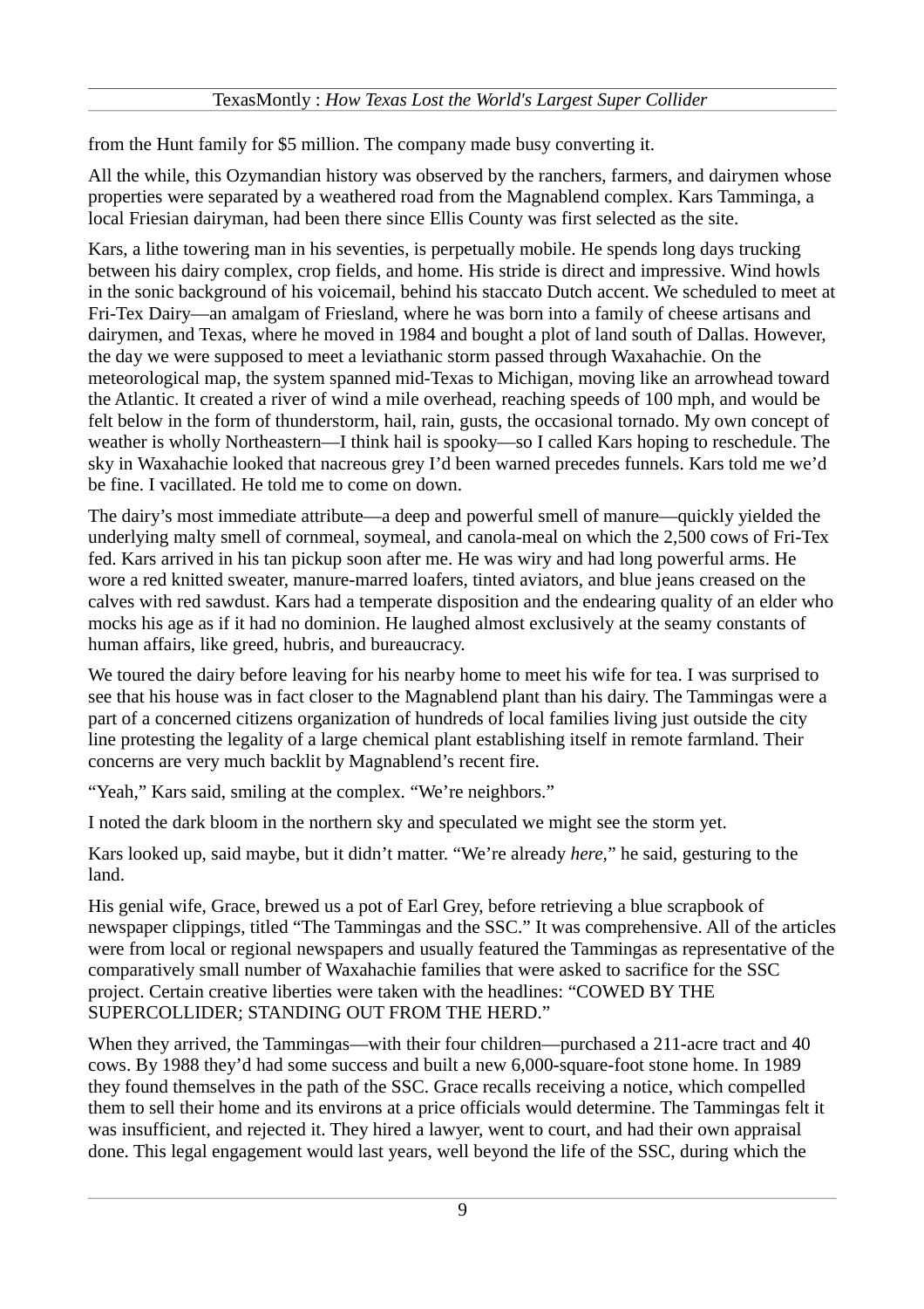from the Hunt family for $5 million. The company made busy converting it.

All the while, this Ozymandian history was observed by the ranchers, farmers, and dairymen whose properties were separated by a weathered road from the Magnablend complex. Kars Tamminga, a local Friesian dairyman, had been there since Ellis County was first selected as the site.

Kars, a lithe towering man in his seventies, is perpetually mobile. He spends long days trucking between his dairy complex, crop fields, and home. His stride is direct and impressive. Wind howls in the sonic background of his voicemail, behind his staccato Dutch accent. We scheduled to meet at Fri-Tex Dairy—an amalgam of Friesland, where he was born into a family of cheese artisans and dairymen, and Texas, where he moved in 1984 and bought a plot of land south of Dallas. However, the day we were supposed to meet a leviathanic storm passed through Waxahachie. On the meteorological map, the system spanned mid-Texas to Michigan, moving like an arrowhead toward the Atlantic. It created a river of wind a mile overhead, reaching speeds of 100 mph, and would be felt below in the form of thunderstorm, hail, rain, gusts, the occasional tornado. My own concept of weather is wholly Northeastern—I think hail is spooky—so I called Kars hoping to reschedule. The sky in Waxahachie looked that nacreous grey I'd been warned precedes funnels. Kars told me we'd be fine. I vacillated. He told me to come on down.

The dairy's most immediate attribute—a deep and powerful smell of manure—quickly yielded the underlying malty smell of cornmeal, soymeal, and canola-meal on which the 2,500 cows of Fri-Tex fed. Kars arrived in his tan pickup soon after me. He was wiry and had long powerful arms. He wore a red knitted sweater, manure-marred loafers, tinted aviators, and blue jeans creased on the calves with red sawdust. Kars had a temperate disposition and the endearing quality of an elder who mocks his age as if it had no dominion. He laughed almost exclusively at the seamy constants of human affairs, like greed, hubris, and bureaucracy.

We toured the dairy before leaving for his nearby home to meet his wife for tea. I was surprised to see that his house was in fact closer to the Magnablend plant than his dairy. The Tammingas were a part of a concerned citizens organization of hundreds of local families living just outside the city line protesting the legality of a large chemical plant establishing itself in remote farmland. Their concerns are very much backlit by Magnablend's recent fire.

"Yeah," Kars said, smiling at the complex. "We're neighbors."

I noted the dark bloom in the northern sky and speculated we might see the storm yet.

Kars looked up, said maybe, but it didn't matter. "We're already *here,*" he said, gesturing to the land.

His genial wife, Grace, brewed us a pot of Earl Grey, before retrieving a blue scrapbook of newspaper clippings, titled "The Tammingas and the SSC." It was comprehensive. All of the articles were from local or regional newspapers and usually featured the Tammingas as representative of the comparatively small number of Waxahachie families that were asked to sacrifice for the SSC project. Certain creative liberties were taken with the headlines: "COWED BY THE SUPERCOLLIDER; STANDING OUT FROM THE HERD."

When they arrived, the Tammingas—with their four children—purchased a 211-acre tract and 40 cows. By 1988 they'd had some success and built a new 6,000-square-foot stone home. In 1989 they found themselves in the path of the SSC. Grace recalls receiving a notice, which compelled them to sell their home and its environs at a price officials would determine. The Tammingas felt it was insufficient, and rejected it. They hired a lawyer, went to court, and had their own appraisal done. This legal engagement would last years, well beyond the life of the SSC, during which the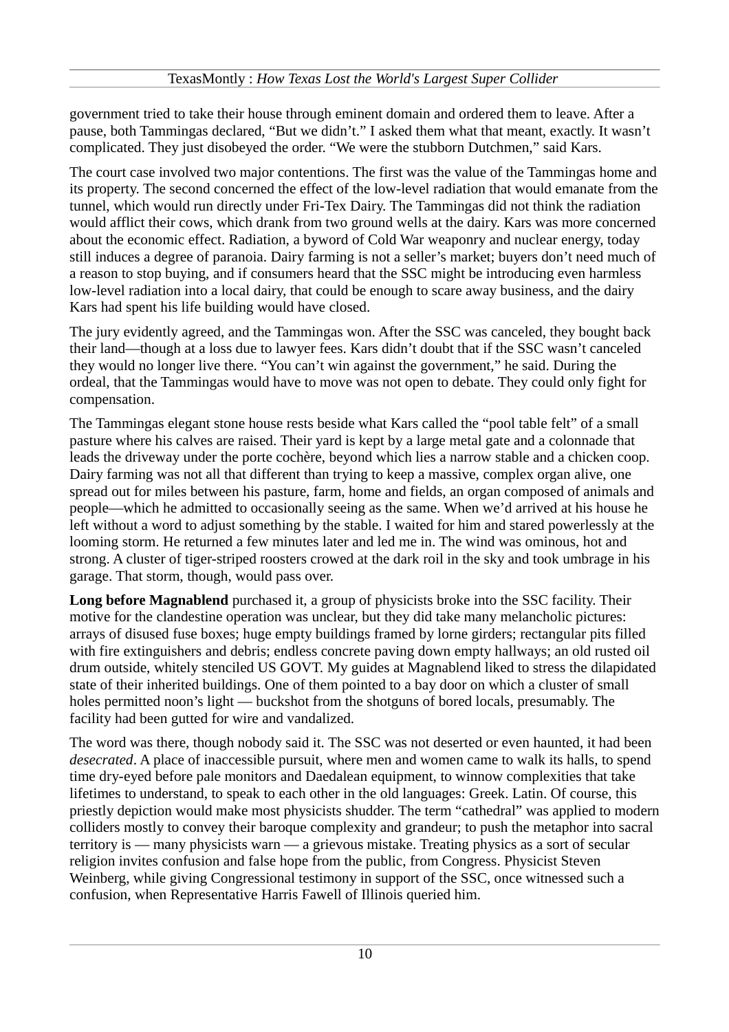government tried to take their house through eminent domain and ordered them to leave. After a pause, both Tammingas declared, “But we didn’t.” I asked them what that meant, exactly. It wasn’t complicated. They just disobeyed the order. “We were the stubborn Dutchmen,” said Kars.

The court case involved two major contentions. The first was the value of the Tammingas home and its property. The second concerned the effect of the low-level radiation that would emanate from the tunnel, which would run directly under Fri-Tex Dairy. The Tammingas did not think the radiation would afflict their cows, which drank from two ground wells at the dairy. Kars was more concerned about the economic effect. Radiation, a byword of Cold War weaponry and nuclear energy, today still induces a degree of paranoia. Dairy farming is not a seller’s market; buyers don’t need much of a reason to stop buying, and if consumers heard that the SSC might be introducing even harmless low-level radiation into a local dairy, that could be enough to scare away business, and the dairy Kars had spent his life building would have closed.

The jury evidently agreed, and the Tammingas won. After the SSC was canceled, they bought back their land—though at a loss due to lawyer fees. Kars didn’t doubt that if the SSC wasn’t canceled they would no longer live there. “You can’t win against the government,” he said. During the ordeal, that the Tammingas would have to move was not open to debate. They could only fight for compensation.

The Tammingas elegant stone house rests beside what Kars called the “pool table felt” of a small pasture where his calves are raised. Their yard is kept by a large metal gate and a colonnade that leads the driveway under the porte cochère, beyond which lies a narrow stable and a chicken coop. Dairy farming was not all that different than trying to keep a massive, complex organ alive, one spread out for miles between his pasture, farm, home and fields, an organ composed of animals and people—which he admitted to occasionally seeing as the same. When we’d arrived at his house he left without a word to adjust something by the stable. I waited for him and stared powerlessly at the looming storm. He returned a few minutes later and led me in. The wind was ominous, hot and strong. A cluster of tiger-striped roosters crowed at the dark roil in the sky and took umbrage in his garage. That storm, though, would pass over.

**Long before Magnablend** purchased it, a group of physicists broke into the SSC facility. Their motive for the clandestine operation was unclear, but they did take many melancholic pictures: arrays of disused fuse boxes; huge empty buildings framed by lorne girders; rectangular pits filled with fire extinguishers and debris; endless concrete paving down empty hallways; an old rusted oil drum outside, whitely stenciled US GOVT. My guides at Magnablend liked to stress the dilapidated state of their inherited buildings. One of them pointed to a bay door on which a cluster of small holes permitted noon’s light — buckshot from the shotguns of bored locals, presumably. The facility had been gutted for wire and vandalized.

The word was there, though nobody said it. The SSC was not deserted or even haunted, it had been *desecrated*. A place of inaccessible pursuit, where men and women came to walk its halls, to spend time dry-eyed before pale monitors and Daedalean equipment, to winnow complexities that take lifetimes to understand, to speak to each other in the old languages: Greek. Latin. Of course, this priestly depiction would make most physicists shudder. The term “cathedral” was applied to modern colliders mostly to convey their baroque complexity and grandeur; to push the metaphor into sacral territory is — many physicists warn — a grievous mistake. Treating physics as a sort of secular religion invites confusion and false hope from the public, from Congress. Physicist Steven Weinberg, while giving Congressional testimony in support of the SSC, once witnessed such a confusion, when Representative Harris Fawell of Illinois queried him.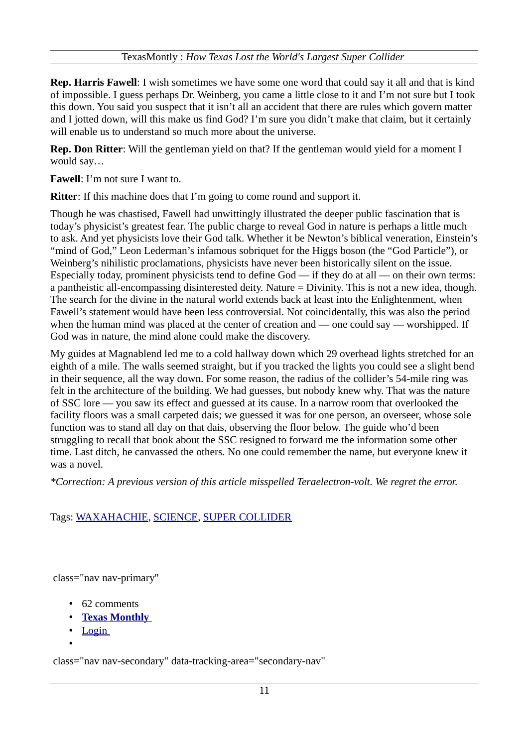**Rep. Harris Fawell**: I wish sometimes we have some one word that could say it all and that is kind of impossible. I guess perhaps Dr. Weinberg, you came a little close to it and I'm not sure but I took this down. You said you suspect that it isn't all an accident that there are rules which govern matter and I jotted down, will this make us find God? I'm sure you didn't make that claim, but it certainly will enable us to understand so much more about the universe.

**Rep. Don Ritter**: Will the gentleman yield on that? If the gentleman would yield for a moment I would say…

**Fawell**: I'm not sure I want to.

**Ritter**: If this machine does that I'm going to come round and support it.

Though he was chastised, Fawell had unwittingly illustrated the deeper public fascination that is today's physicist's greatest fear. The public charge to reveal God in nature is perhaps a little much to ask. And yet physicists love their God talk. Whether it be Newton's biblical veneration, Einstein's "mind of God," Leon Lederman's infamous sobriquet for the Higgs boson (the "God Particle"), or Weinberg's nihilistic proclamations, physicists have never been historically silent on the issue. Especially today, prominent physicists tend to define God — if they do at all — on their own terms: a pantheistic all-encompassing disinterested deity. Nature = Divinity. This is not a new idea, though. The search for the divine in the natural world extends back at least into the Enlightenment, when Fawell's statement would have been less controversial. Not coincidentally, this was also the period when the human mind was placed at the center of creation and — one could say — worshipped. If God was in nature, the mind alone could make the discovery.

My guides at Magnablend led me to a cold hallway down which 29 overhead lights stretched for an eighth of a mile. The walls seemed straight, but if you tracked the lights you could see a slight bend in their sequence, all the way down. For some reason, the radius of the collider's 54-mile ring was felt in the architecture of the building. We had guesses, but nobody knew why. That was the nature of SSC lore — you saw its effect and guessed at its cause. In a narrow room that overlooked the facility floors was a small carpeted dais; we guessed it was for one person, an overseer, whose sole function was to stand all day on that dais, observing the floor below. The guide who'd been struggling to recall that book about the SSC resigned to forward me the information some other time. Last ditch, he canvassed the others. No one could remember the name, but everyone knew it was a novel.

*\*Correction: A previous version of this article misspelled Teraelectron-volt. We regret the error.*

Tags: WAXAHACHIE, SCIENCE, SUPER COLLIDER

class="nav nav-primary"

- 62 comments
- **Texas Monthly**
- Login
-

class="nav nav-secondary" data-tracking-area="secondary-nav"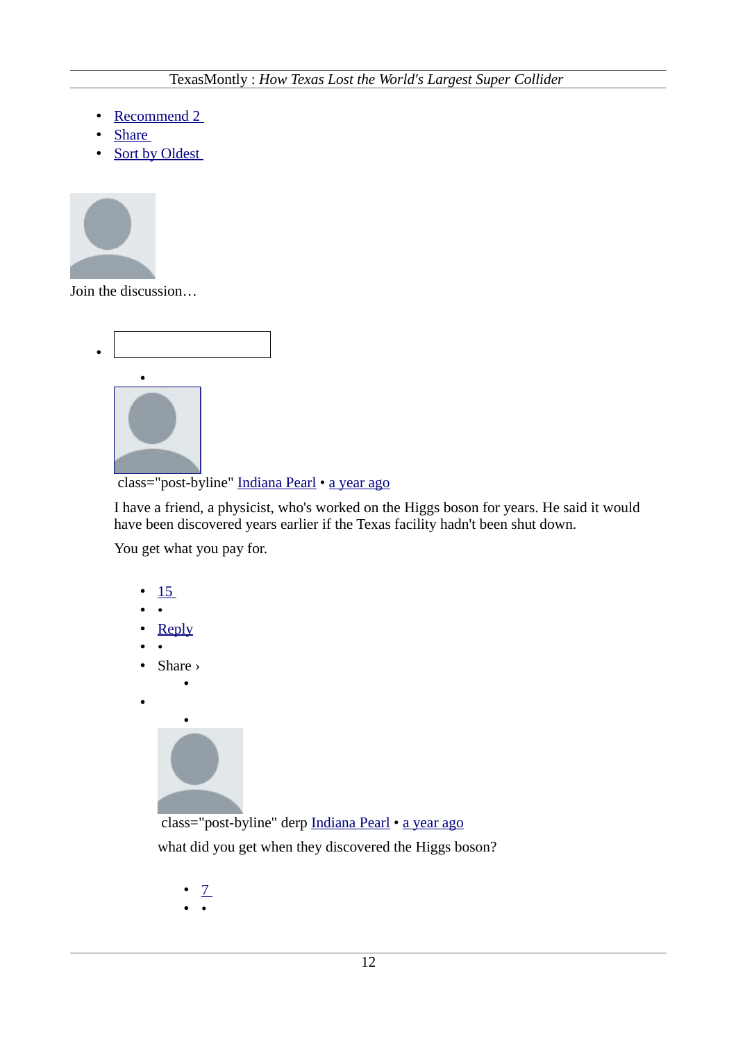- Recommend 2
- Share
- Sort by Oldest

Join the discussion…

- 
  - class="post-byline" Indiana Pearl • a year ago

    I have a friend, a physicist, who's worked on the Higgs boson for years. He said it would have been discovered years earlier if the Texas facility hadn't been shut down.

    You get what you pay for.

    - 15
    - •
    - Reply
    - •
    - Share ›
    - 
      - class="post-byline" derp Indiana Pearl • a year ago

        what did you get when they discovered the Higgs boson?

        - 7
        - •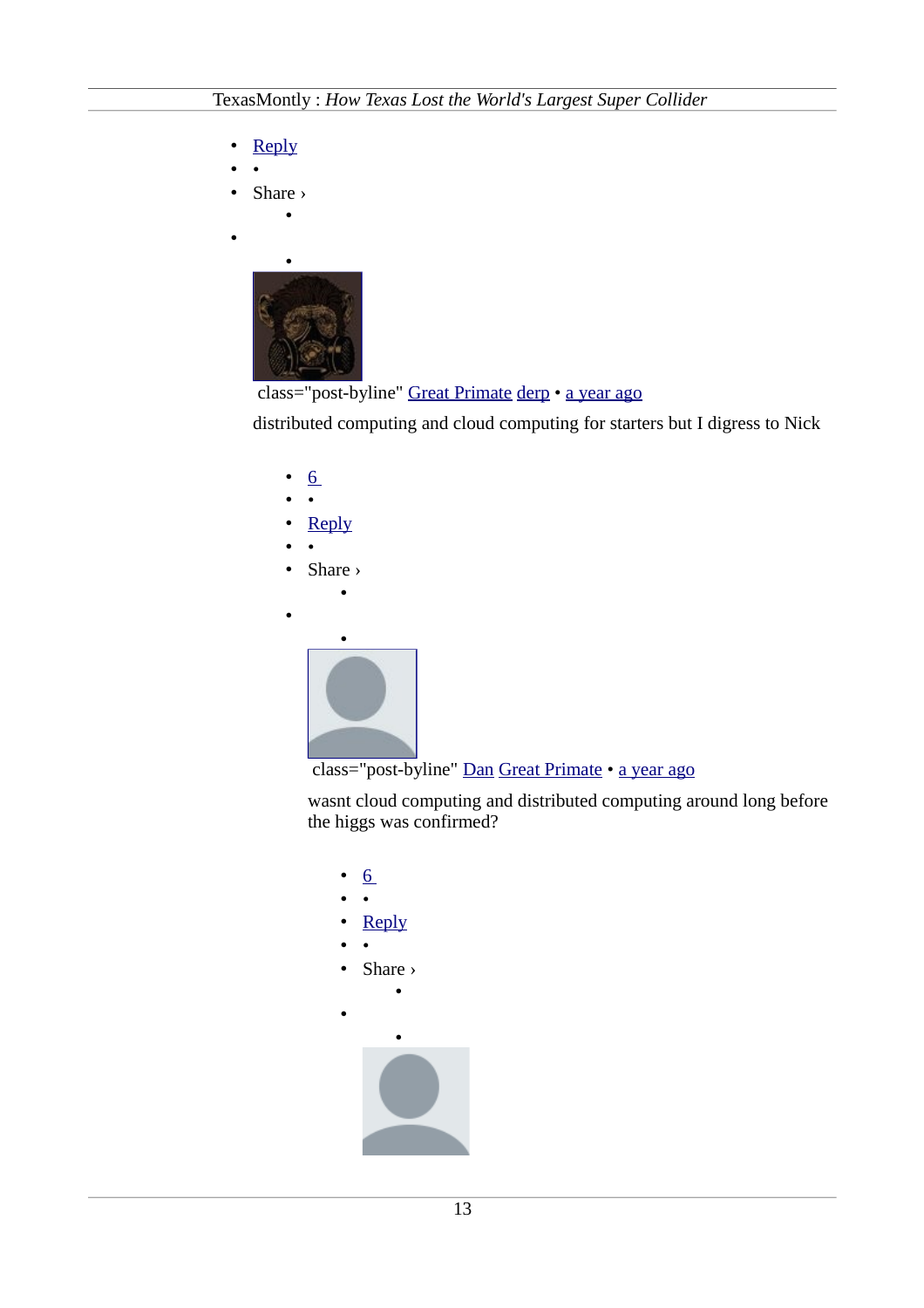- Reply
- •
- Share ›
    - 
- 
    - 

class="post-byline" Great Primate derp • a year ago

distributed computing and cloud computing for starters but I digress to Nick

- 6
- •
- Reply
- •
- Share ›
    - 
- 
    - 

class="post-byline" Dan Great Primate • a year ago

wasnt cloud computing and distributed computing around long before the higgs was confirmed?

- 6
- •
- Reply
- •
- Share ›
    - 
- 
    -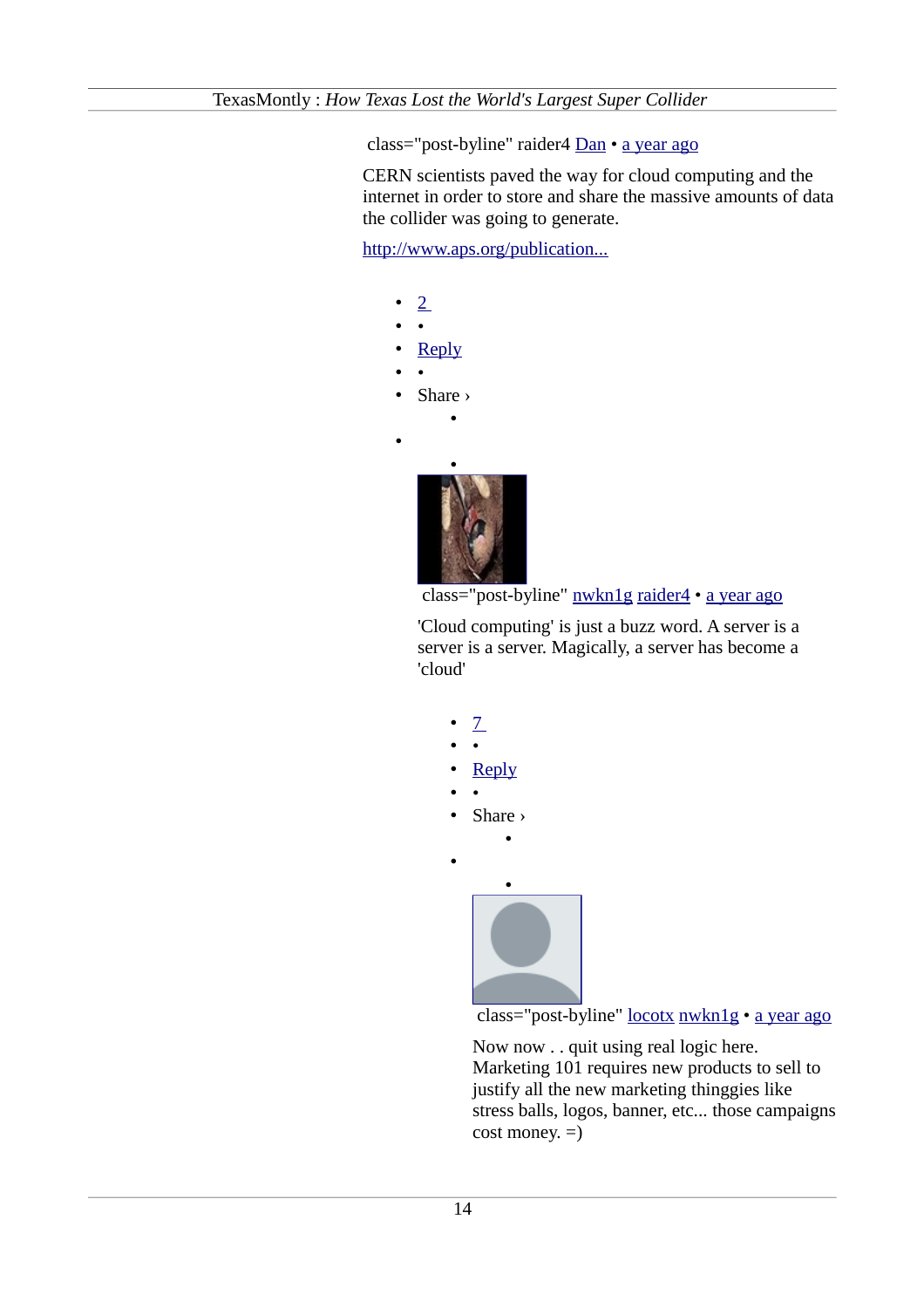class="post-byline" raider4 Dan • a year ago

CERN scientists paved the way for cloud computing and the internet in order to store and share the massive amounts of data the collider was going to generate.

http://www.aps.org/publication...

- 2
- •
- Reply
- •
- Share ›
  - 
- 
  - 

class="post-byline" nwkn1g raider4 • a year ago

'Cloud computing' is just a buzz word. A server is a server is a server. Magically, a server has become a 'cloud'

- 7
- •
- Reply
- •
- Share ›
  - 
- 
  - 

class="post-byline" locotx nwkn1g • a year ago

Now now . . quit using real logic here.
Marketing 101 requires new products to sell to justify all the new marketing thinggies like stress balls, logos, banner, etc... those campaigns cost money. =)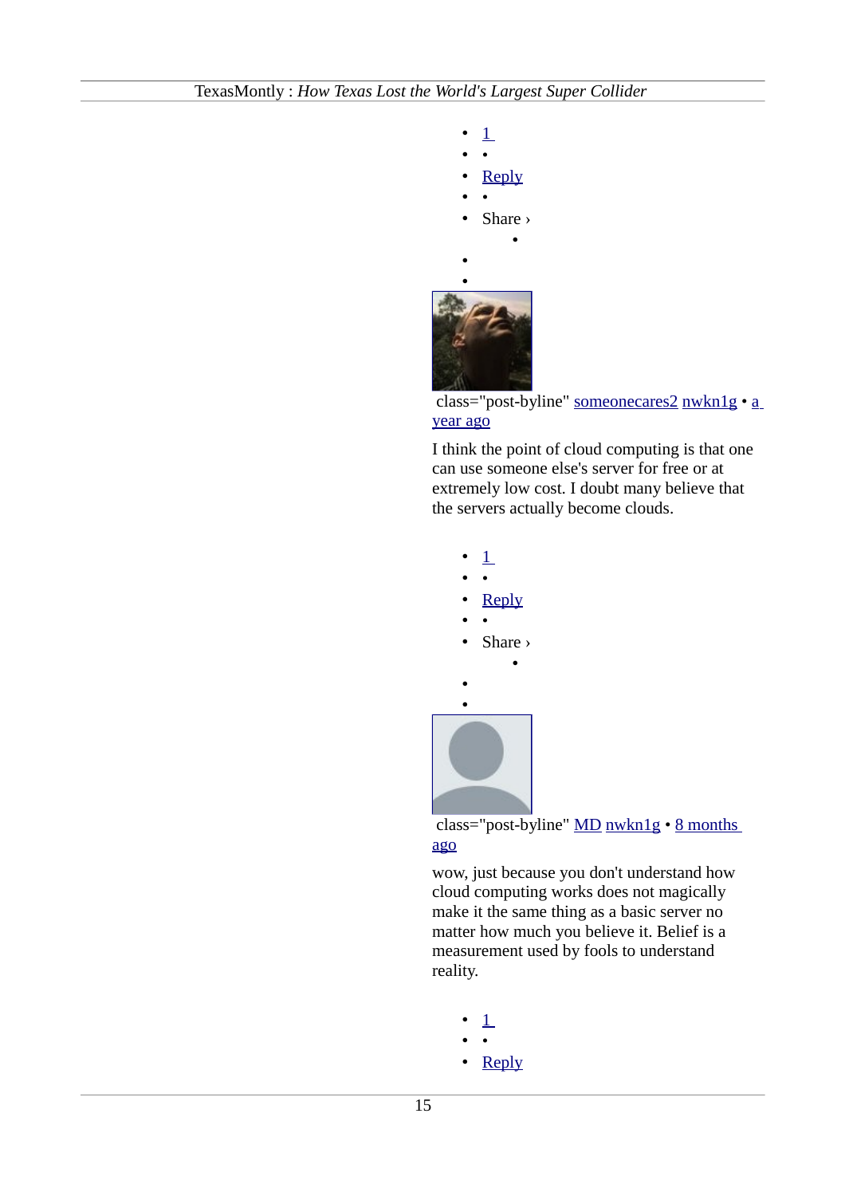- 1
- •
- Reply
- •
- Share ›
    - 
- 
- 

class="post-byline" someonecares2 nwkn1g • a year ago

I think the point of cloud computing is that one can use someone else's server for free or at extremely low cost. I doubt many believe that the servers actually become clouds.

- 1
- •
- Reply
- •
- Share ›
    - 
- 
- 

class="post-byline" MD nwkn1g • 8 months ago

wow, just because you don't understand how cloud computing works does not magically make it the same thing as a basic server no matter how much you believe it. Belief is a measurement used by fools to understand reality.

- 1
- •
- Reply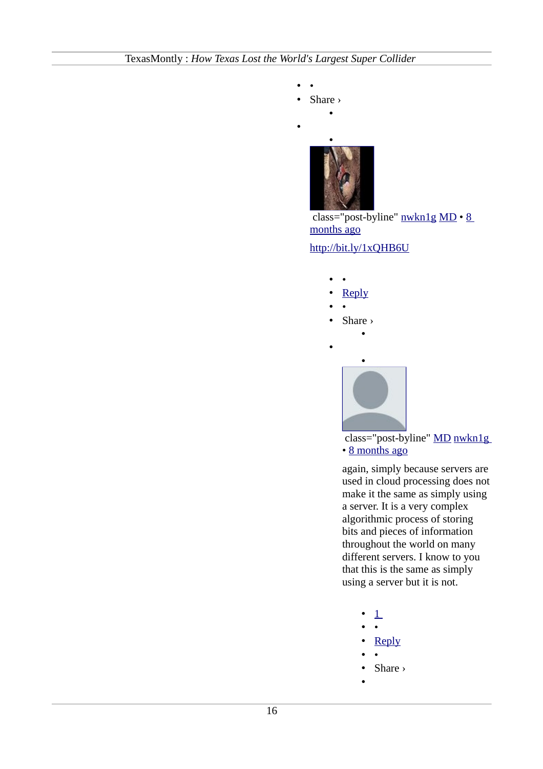- •
- Share ›
    - 
- 
    - 

class="post-byline" nwkn1g MD • 8 months ago

http://bit.ly/1xQHB6U

- •
- Reply
- •
- Share ›
    - 
- 
    - 

class="post-byline" MD nwkn1g • 8 months ago

again, simply because servers are used in cloud processing does not make it the same as simply using a server. It is a very complex algorithmic process of storing bits and pieces of information throughout the world on many different servers. I know to you that this is the same as simply using a server but it is not.

- 1
- •
- Reply
- •
- Share ›
-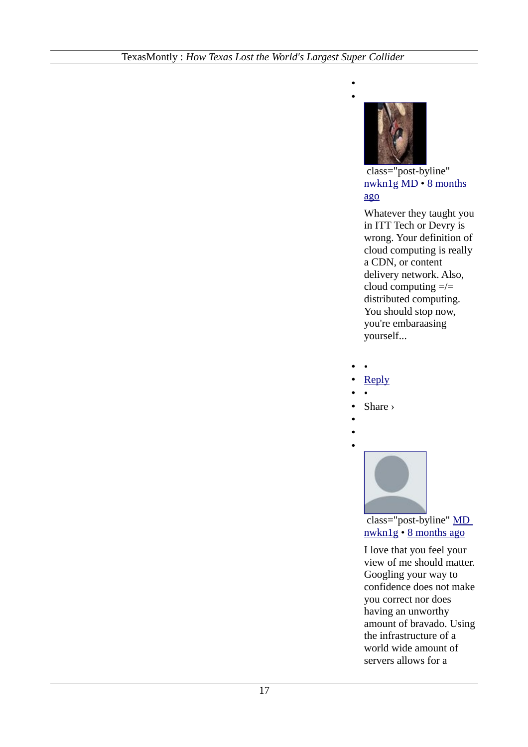class="post-byline" nwkn1g MD • 8 months ago

Whatever they taught you in ITT Tech or Devry is wrong. Your definition of cloud computing is really a CDN, or content delivery network. Also, cloud computing =/= distributed computing. You should stop now, you're embaraasing yourself...

- Reply
- Share ›

class="post-byline" MD nwkn1g • 8 months ago

I love that you feel your view of me should matter. Googling your way to confidence does not make you correct nor does having an unworthy amount of bravado. Using the infrastructure of a world wide amount of servers allows for a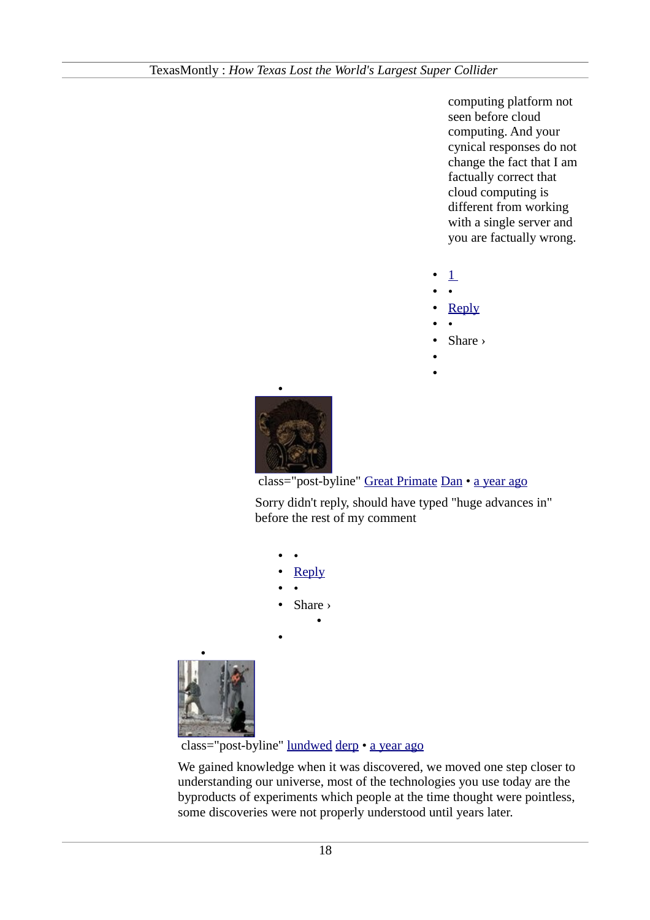computing platform not seen before cloud computing. And your cynical responses do not change the fact that I am factually correct that cloud computing is different from working with a single server and you are factually wrong.

- 1
- •
- Reply
- •
- Share ›

class="post-byline" Great Primate Dan • a year ago

Sorry didn't reply, should have typed "huge advances in" before the rest of my comment

- •
- Reply
- •
- Share ›

class="post-byline" lundwed derp • a year ago

We gained knowledge when it was discovered, we moved one step closer to understanding our universe, most of the technologies you use today are the byproducts of experiments which people at the time thought were pointless, some discoveries were not properly understood until years later.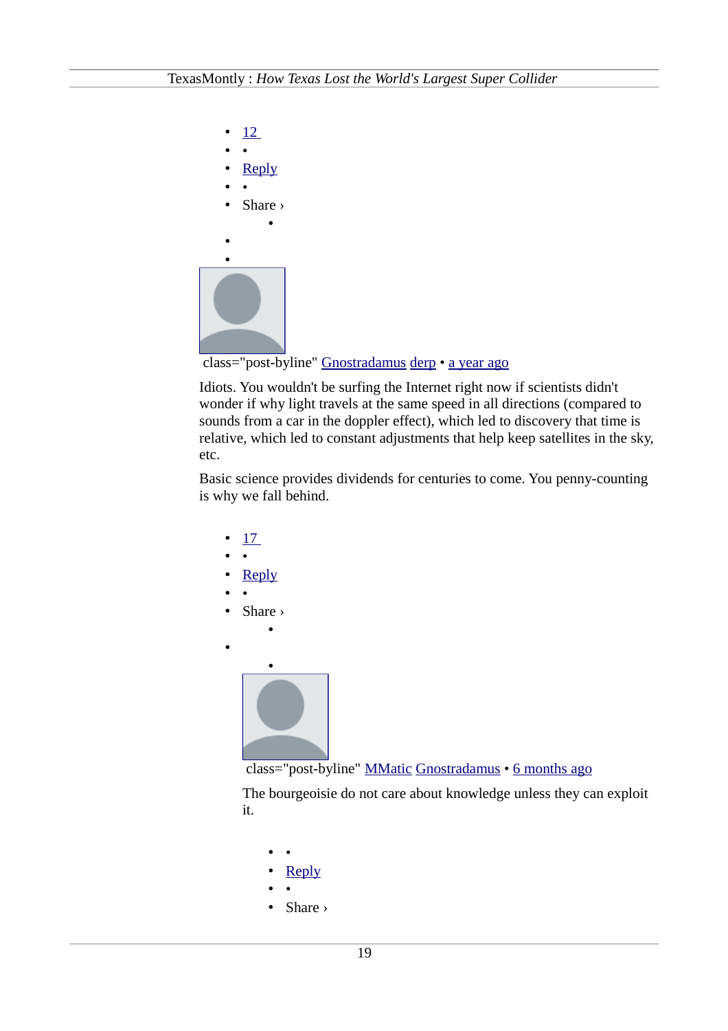- 12
- •
- Reply
- •
- Share ›
    - 
- 
- 

class="post-byline" Gnostradamus derp • a year ago

Idiots. You wouldn't be surfing the Internet right now if scientists didn't wonder if why light travels at the same speed in all directions (compared to sounds from a car in the doppler effect), which led to discovery that time is relative, which led to constant adjustments that help keep satellites in the sky, etc.

Basic science provides dividends for centuries to come. You penny-counting is why we fall behind.

- 17
- •
- Reply
- •
- Share ›
    - 
- 
    - 

    class="post-byline" MMatic Gnostradamus • 6 months ago

    The bourgeoisie do not care about knowledge unless they can exploit it.

    - •
    - Reply
    - •
    - Share ›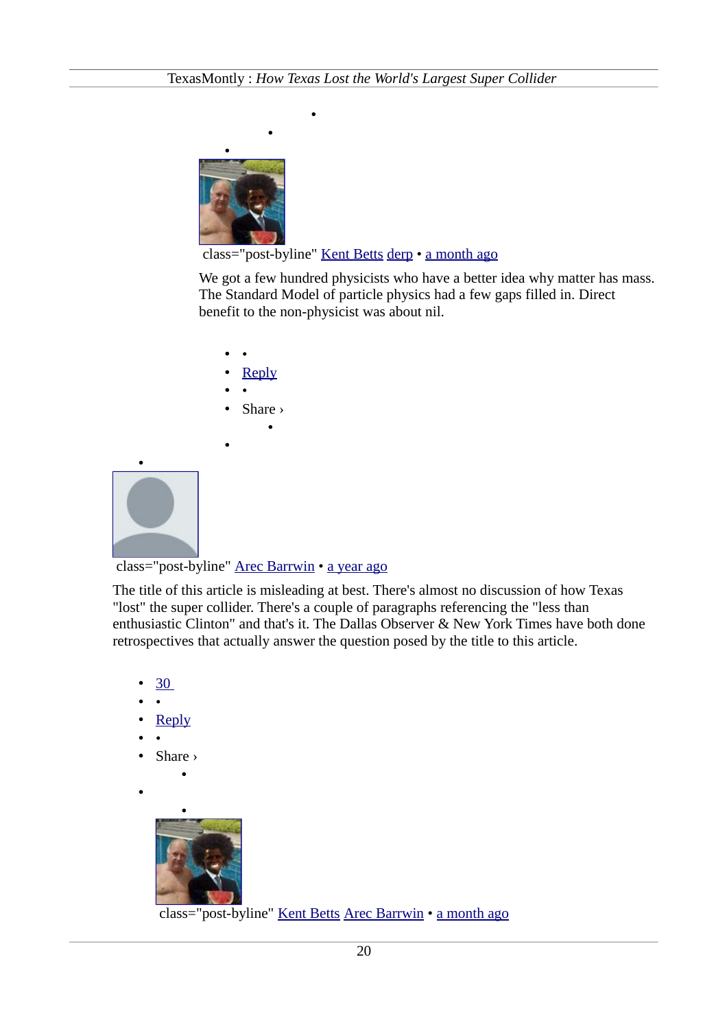class="post-byline" Kent Betts derp • a month ago

We got a few hundred physicists who have a better idea why matter has mass. The Standard Model of particle physics had a few gaps filled in. Direct benefit to the non-physicist was about nil.

- Reply
- Share ›

class="post-byline" Arec Barrwin • a year ago

The title of this article is misleading at best. There's almost no discussion of how Texas "lost" the super collider. There's a couple of paragraphs referencing the "less than enthusiastic Clinton" and that's it. The Dallas Observer & New York Times have both done retrospectives that actually answer the question posed by the title to this article.

- 30
- Reply
- Share ›

class="post-byline" Kent Betts Arec Barrwin • a month ago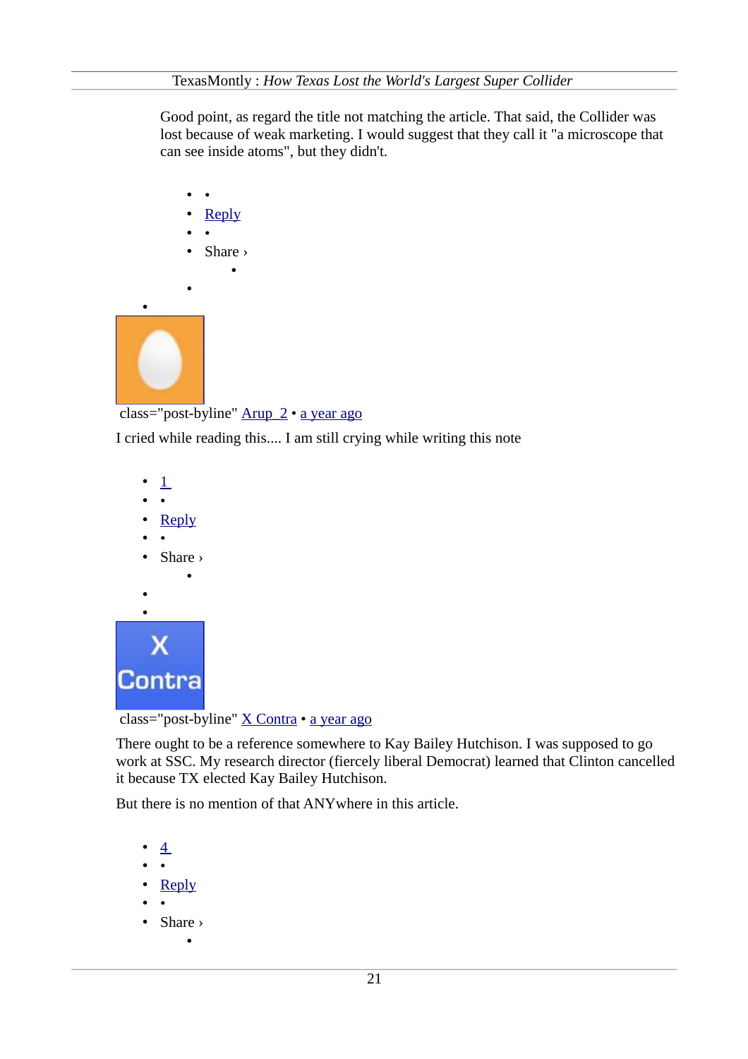Good point, as regard the title not matching the article. That said, the Collider was lost because of weak marketing. I would suggest that they call it "a microscope that can see inside atoms", but they didn't.

- •
- Reply
- •
- Share ›

class="post-byline" Arup_2 • a year ago

I cried while reading this.... I am still crying while writing this note

- 1
- •
- Reply
- •
- Share ›

class="post-byline" X Contra • a year ago

There ought to be a reference somewhere to Kay Bailey Hutchison. I was supposed to go work at SSC. My research director (fiercely liberal Democrat) learned that Clinton cancelled it because TX elected Kay Bailey Hutchison.

But there is no mention of that ANYwhere in this article.

- 4
- •
- Reply
- •
- Share ›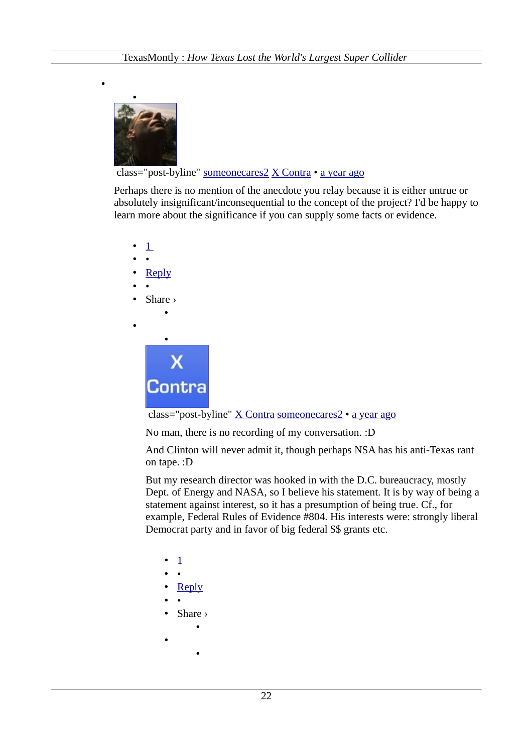class="post-byline" someonecares2 X Contra • a year ago

Perhaps there is no mention of the anecdote you relay because it is either untrue or absolutely insignificant/inconsequential to the concept of the project? I'd be happy to learn more about the significance if you can supply some facts or evidence.

- 1
- Reply
- Share ›

class="post-byline" X Contra someonecares2 • a year ago

No man, there is no recording of my conversation. :D

And Clinton will never admit it, though perhaps NSA has his anti-Texas rant on tape. :D

But my research director was hooked in with the D.C. bureaucracy, mostly Dept. of Energy and NASA, so I believe his statement. It is by way of being a statement against interest, so it has a presumption of being true. Cf., for example, Federal Rules of Evidence #804. His interests were: strongly liberal Democrat party and in favor of big federal $$ grants etc.

- 1
- Reply
- Share ›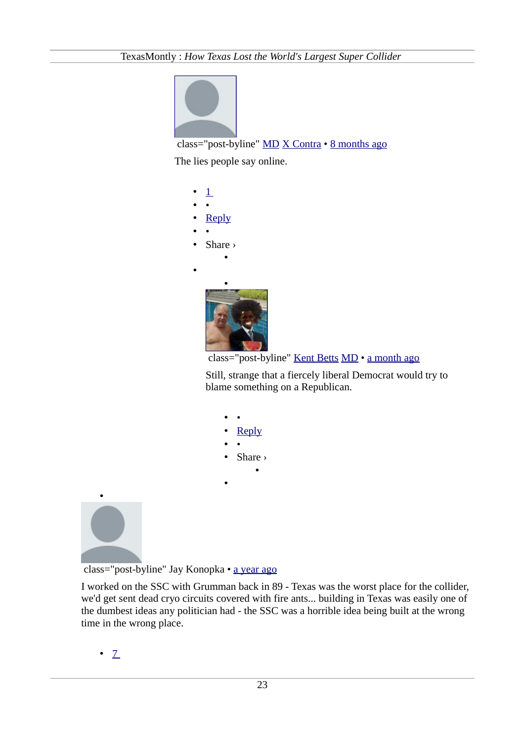class="post-byline" MD X Contra • 8 months ago

The lies people say online.

- 1
- •
- Reply
- •
- Share ›
    - 
- 
    - 

class="post-byline" Kent Betts MD • a month ago

Still, strange that a fiercely liberal Democrat would try to blame something on a Republican.

- •
- Reply
- •
- Share ›
    - 
- 

- 

class="post-byline" Jay Konopka • a year ago

I worked on the SSC with Grumman back in 89 - Texas was the worst place for the collider, we'd get sent dead cryo circuits covered with fire ants... building in Texas was easily one of the dumbest ideas any politician had - the SSC was a horrible idea being built at the wrong time in the wrong place.

- 7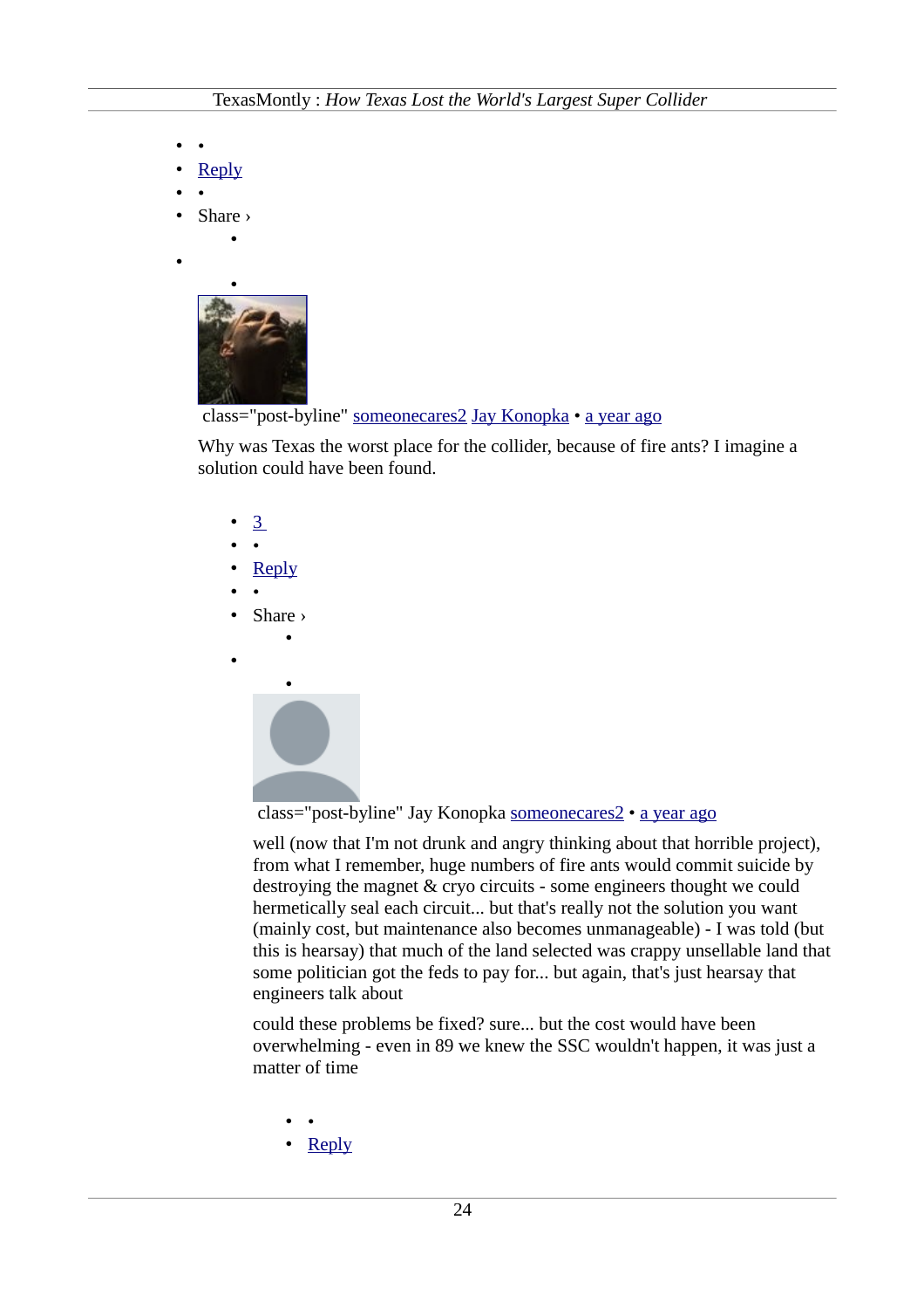- •
- Reply
- •
- Share ›
    - 
- 
    - 

class="post-byline" someonecares2 Jay Konopka • a year ago

Why was Texas the worst place for the collider, because of fire ants? I imagine a solution could have been found.

- 3
- •
- Reply
- •
- Share ›
    - 
- 
    - 

class="post-byline" Jay Konopka someonecares2 • a year ago

well (now that I'm not drunk and angry thinking about that horrible project), from what I remember, huge numbers of fire ants would commit suicide by destroying the magnet & cryo circuits - some engineers thought we could hermetically seal each circuit... but that's really not the solution you want (mainly cost, but maintenance also becomes unmanageable) - I was told (but this is hearsay) that much of the land selected was crappy unsellable land that some politician got the feds to pay for... but again, that's just hearsay that engineers talk about

could these problems be fixed? sure... but the cost would have been overwhelming - even in 89 we knew the SSC wouldn't happen, it was just a matter of time

- •
- Reply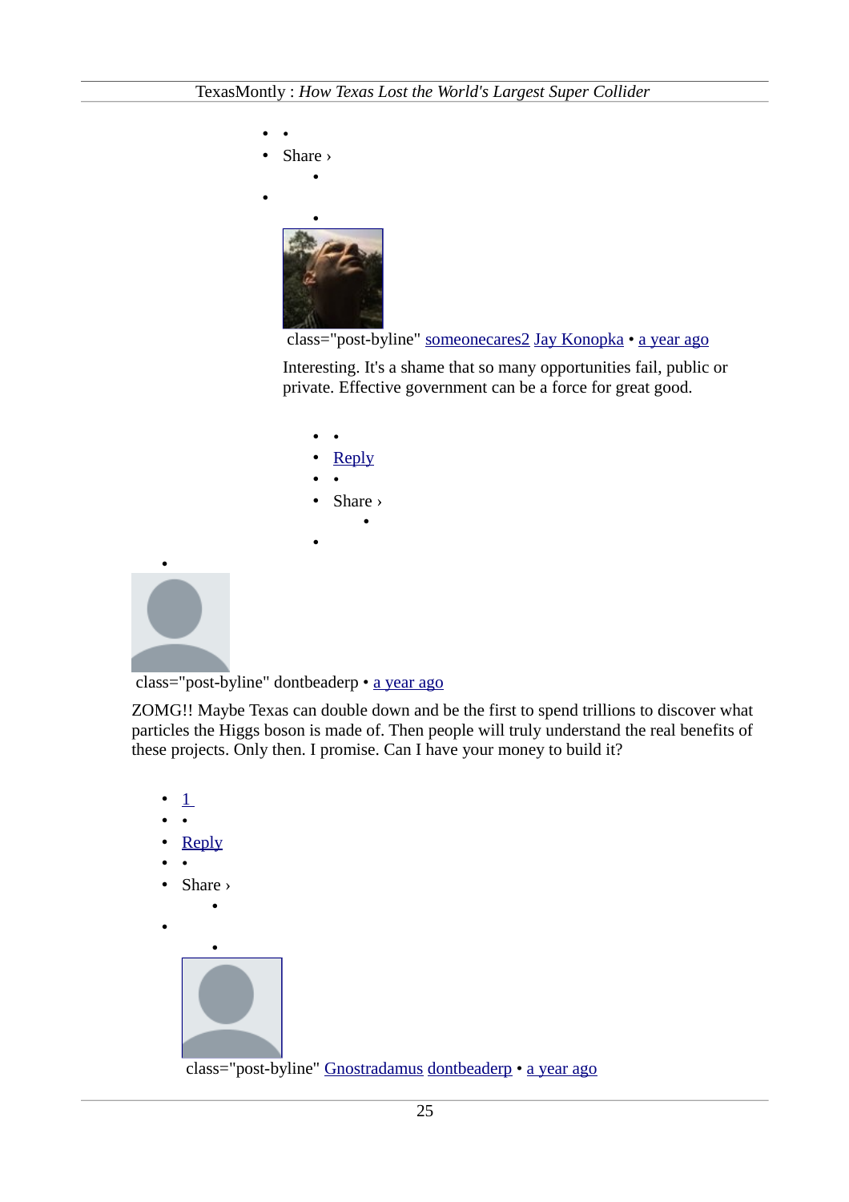- •
- Share ›
    - 
- 
    - 

class="post-byline" someonecares2 Jay Konopka • a year ago

Interesting. It's a shame that so many opportunities fail, public or private. Effective government can be a force for great good.

- •
- Reply
- •
- Share ›
    - 
- 

class="post-byline" dontbeaderp • a year ago

ZOMG!! Maybe Texas can double down and be the first to spend trillions to discover what particles the Higgs boson is made of. Then people will truly understand the real benefits of these projects. Only then. I promise. Can I have your money to build it?

- 1
- •
- Reply
- •
- Share ›
    - 
- 
    - 

class="post-byline" Gnostradamus dontbeaderp • a year ago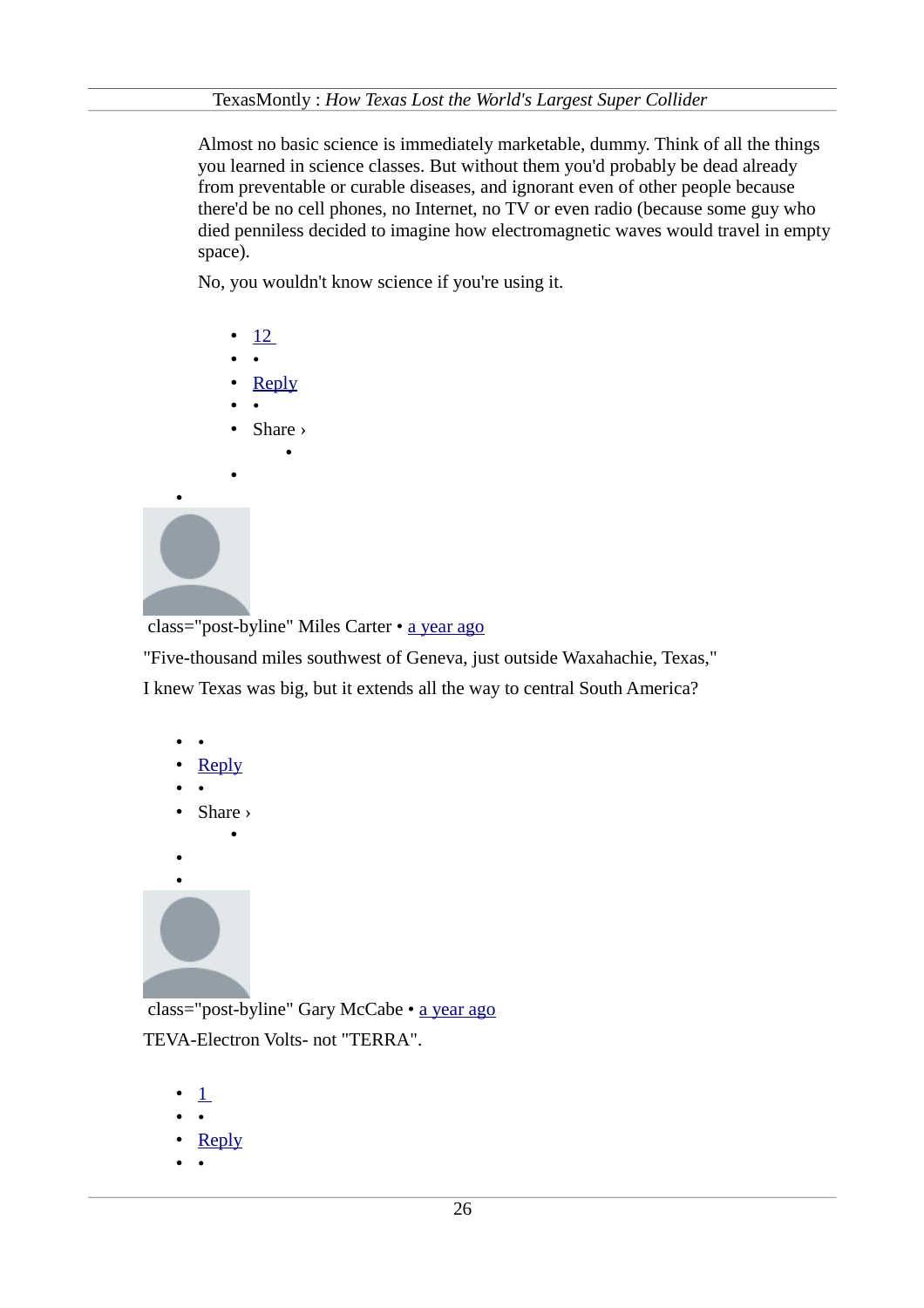Almost no basic science is immediately marketable, dummy. Think of all the things you learned in science classes. But without them you'd probably be dead already from preventable or curable diseases, and ignorant even of other people because there'd be no cell phones, no Internet, no TV or even radio (because some guy who died penniless decided to imagine how electromagnetic waves would travel in empty space).

No, you wouldn't know science if you're using it.

- 12
- •
- Reply
- •
- Share ›

class="post-byline" Miles Carter • a year ago

"Five-thousand miles southwest of Geneva, just outside Waxahachie, Texas,"

I knew Texas was big, but it extends all the way to central South America?

- •
- Reply
- •
- Share ›

class="post-byline" Gary McCabe • a year ago

TEVA-Electron Volts- not "TERRA".

- 1
- •
- Reply
- •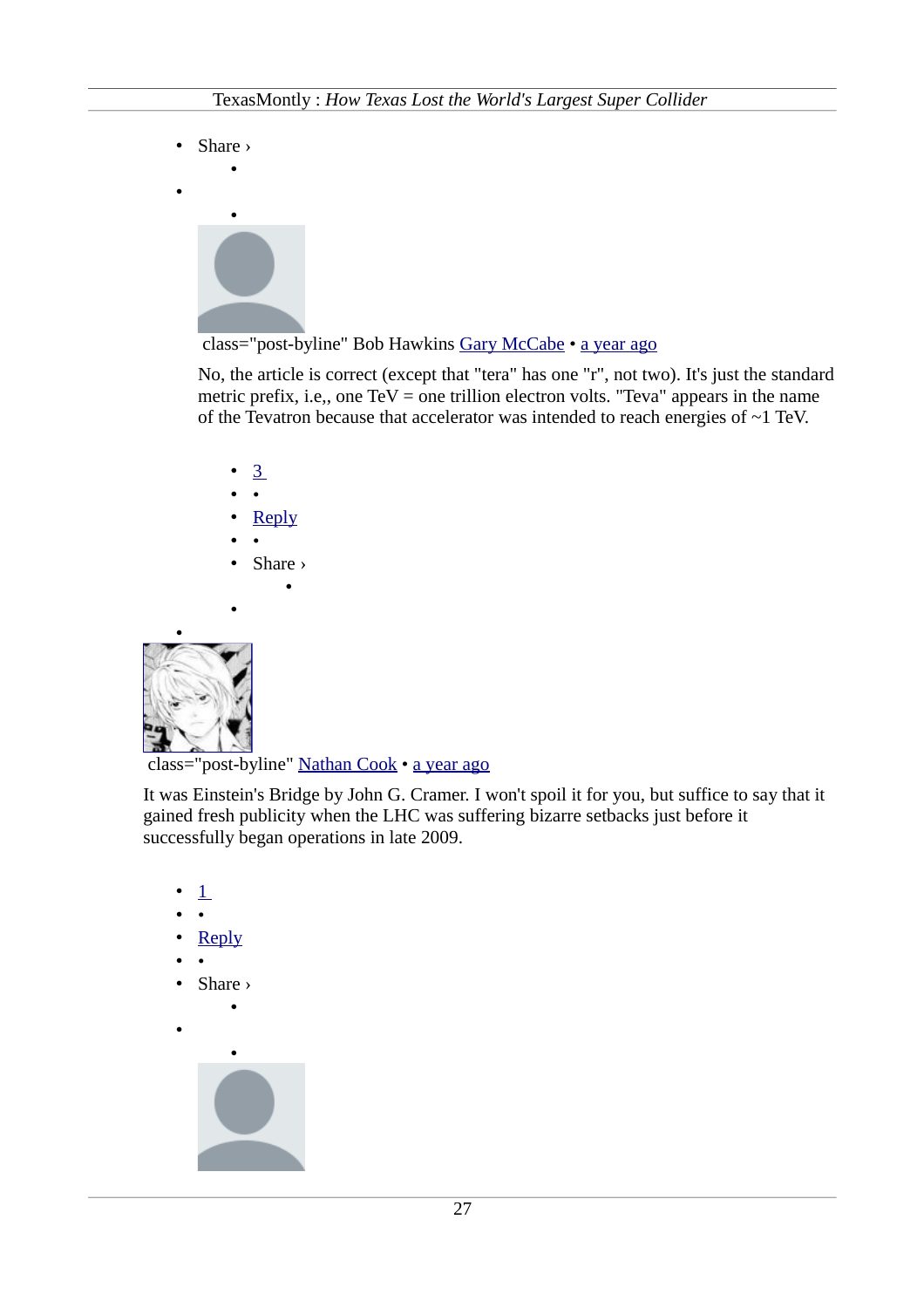- Share ›
    - 
- 
    - 

class="post-byline" Bob Hawkins [Gary McCabe](#) • [a year ago](#)

No, the article is correct (except that "tera" has one "r", not two). It's just the standard metric prefix, i.e,, one TeV = one trillion electron volts. "Teva" appears in the name of the Tevatron because that accelerator was intended to reach energies of ~1 TeV.

    - [3](#)
    - •
    - [Reply](#)
    - •
    - Share ›
        - 
    - 
- 

class="post-byline" [Nathan Cook](#) • [a year ago](#)

It was Einstein's Bridge by John G. Cramer. I won't spoil it for you, but suffice to say that it gained fresh publicity when the LHC was suffering bizarre setbacks just before it successfully began operations in late 2009.

- [1](#)
- •
- [Reply](#)
- •
- Share ›
    - 
- 
    -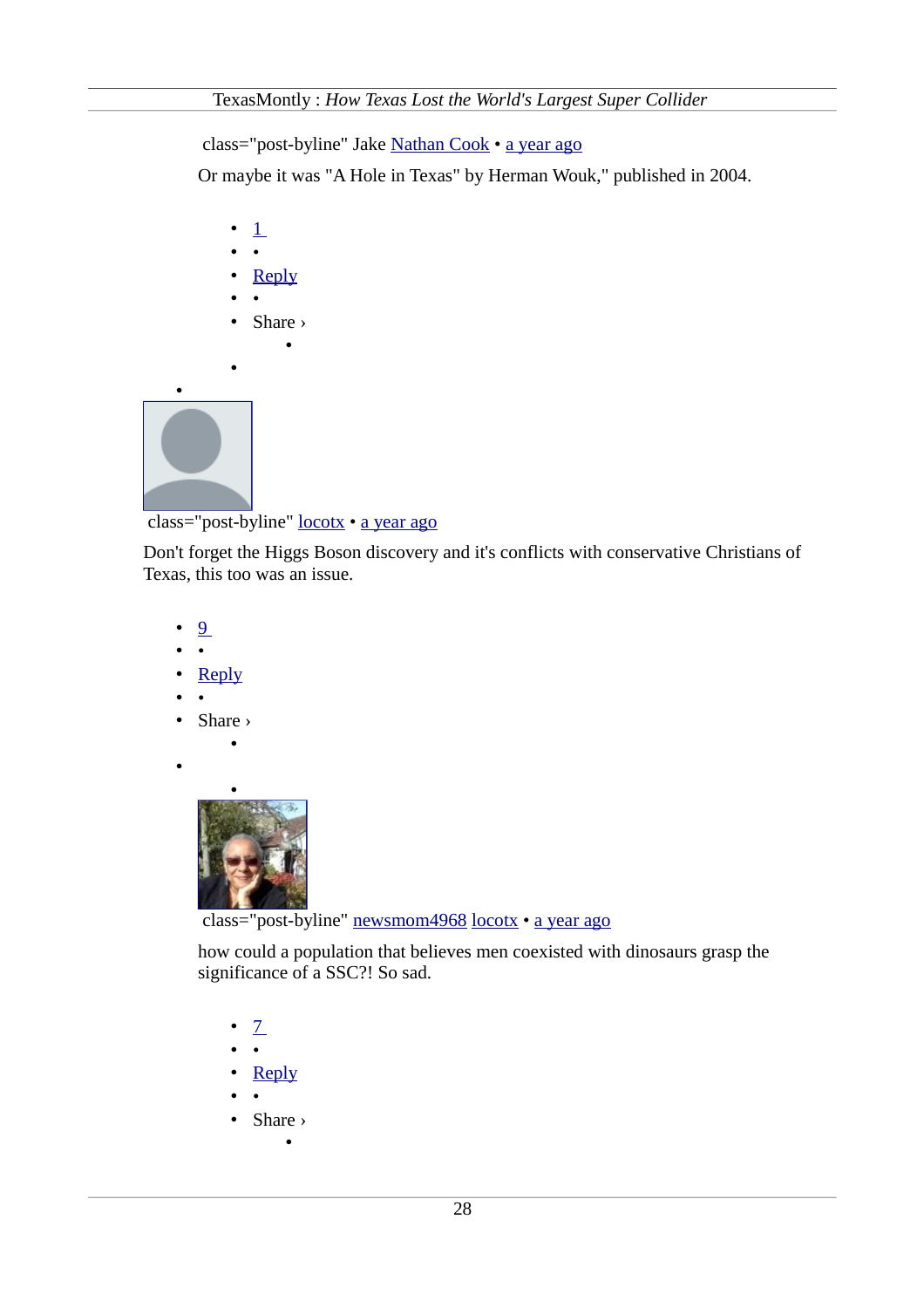class="post-byline" Jake Nathan Cook • a year ago

Or maybe it was "A Hole in Texas" by Herman Wouk," published in 2004.

- 1
- •
- Reply
- •
- Share ›

class="post-byline" locotx • a year ago

Don't forget the Higgs Boson discovery and it's conflicts with conservative Christians of Texas, this too was an issue.

- 9
- •
- Reply
- •
- Share ›

class="post-byline" newsmom4968 locotx • a year ago

how could a population that believes men coexisted with dinosaurs grasp the significance of a SSC?! So sad.

- 7
- •
- Reply
- •
- Share ›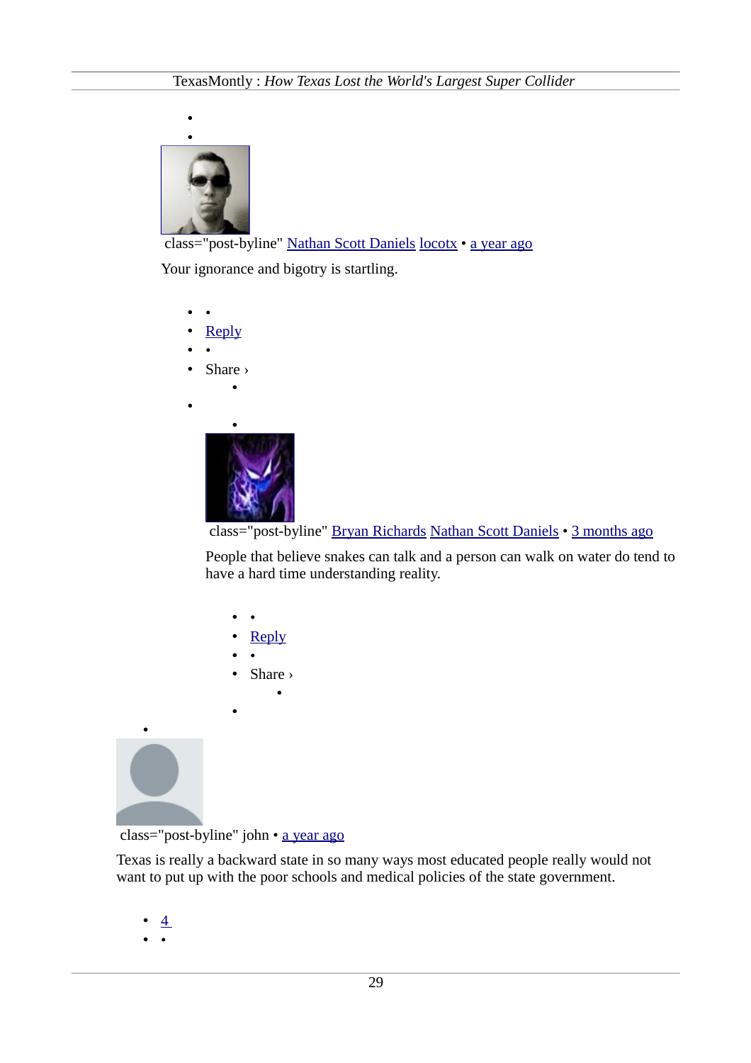class="post-byline" Nathan Scott Daniels locotx • a year ago

Your ignorance and bigotry is startling.

- Reply
- Share ›

class="post-byline" Bryan Richards Nathan Scott Daniels • 3 months ago

People that believe snakes can talk and a person can walk on water do tend to have a hard time understanding reality.

- Reply
- Share ›

class="post-byline" john • a year ago

Texas is really a backward state in so many ways most educated people really would not want to put up with the poor schools and medical policies of the state government.

- 4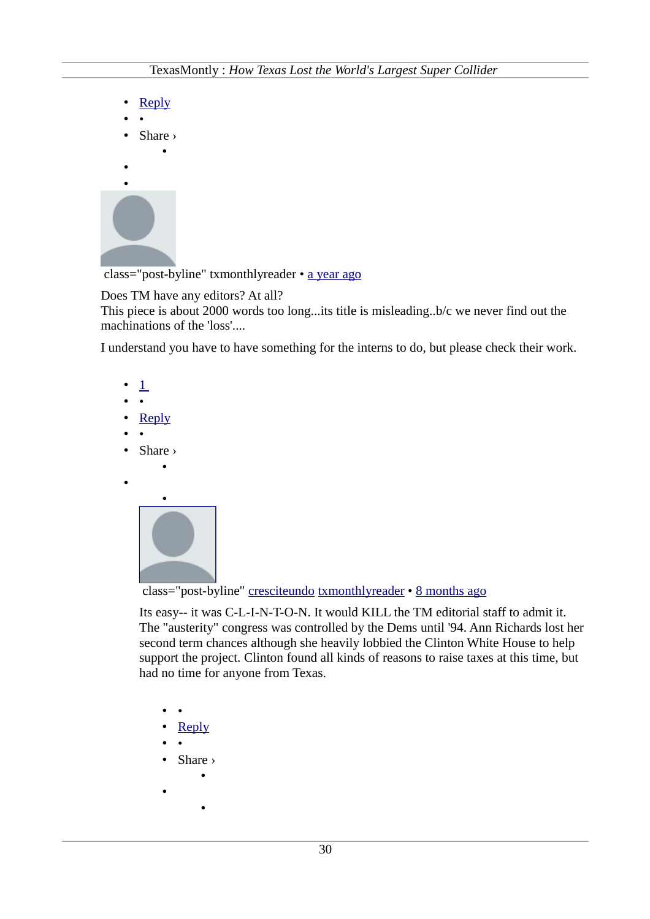- Reply
- •
- Share ›
    - 
- 
- 

class="post-byline" txmonthlyreader • a year ago

Does TM have any editors? At all?
This piece is about 2000 words too long...its title is misleading..b/c we never find out the machinations of the 'loss'....

I understand you have to have something for the interns to do, but please check their work.

- 1
- •
- Reply
- •
- Share ›
    - 
- 
    - 

  class="post-byline" cresciteundo txmonthlyreader • 8 months ago

  Its easy-- it was C-L-I-N-T-O-N. It would KILL the TM editorial staff to admit it. The "austerity" congress was controlled by the Dems until '94. Ann Richards lost her second term chances although she heavily lobbied the Clinton White House to help support the project. Clinton found all kinds of reasons to raise taxes at this time, but had no time for anyone from Texas.

    - •
    - Reply
    - •
    - Share ›
        - 
    - 
        -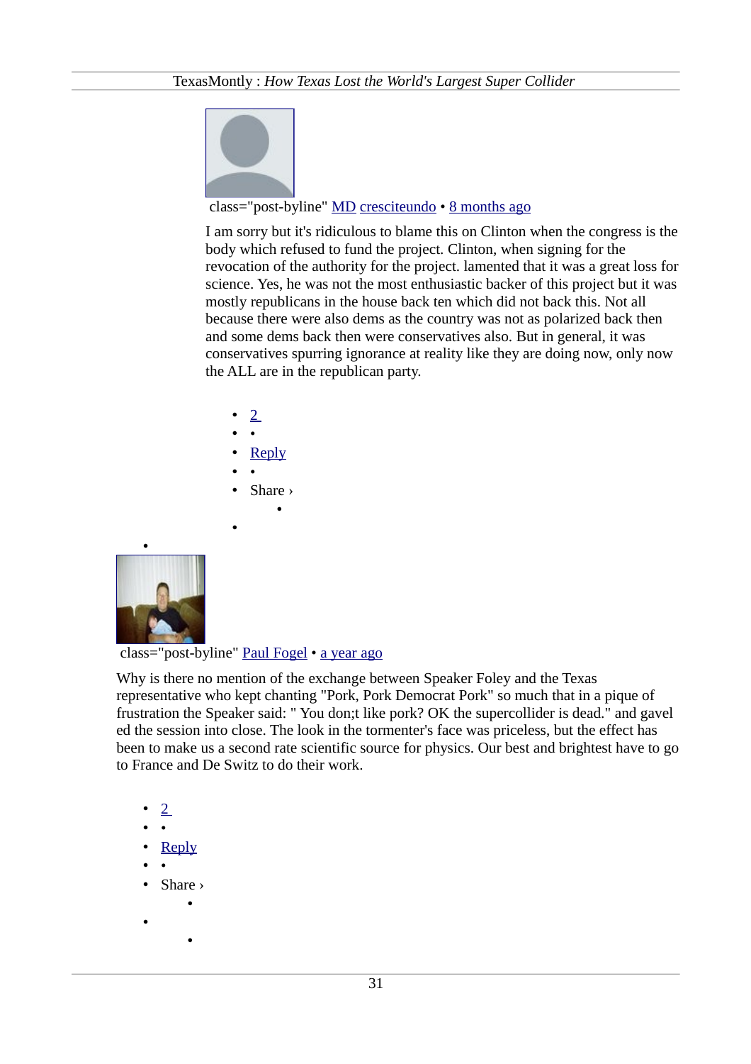class="post-byline" MD cresciteundo • 8 months ago

I am sorry but it's ridiculous to blame this on Clinton when the congress is the body which refused to fund the project. Clinton, when signing for the revocation of the authority for the project. lamented that it was a great loss for science. Yes, he was not the most enthusiastic backer of this project but it was mostly republicans in the house back ten which did not back this. Not all because there were also dems as the country was not as polarized back then and some dems back then were conservatives also. But in general, it was conservatives spurring ignorance at reality like they are doing now, only now the ALL are in the republican party.

- 2
- •
- Reply
- •
- Share ›
    - 

class="post-byline" Paul Fogel • a year ago

Why is there no mention of the exchange between Speaker Foley and the Texas representative who kept chanting "Pork, Pork Democrat Pork" so much that in a pique of frustration the Speaker said: " You don;t like pork? OK the supercollider is dead." and gavel ed the session into close. The look in the tormenter's face was priceless, but the effect has been to make us a second rate scientific source for physics. Our best and brightest have to go to France and De Switz to do their work.

- 2
- •
- Reply
- •
- Share ›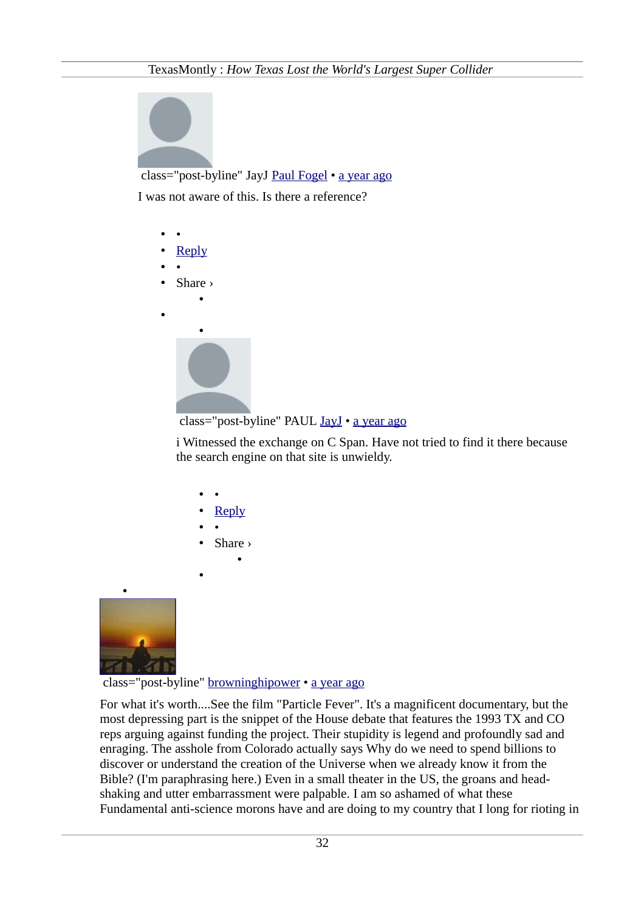class="post-byline" JayJ Paul Fogel • a year ago

I was not aware of this. Is there a reference?

- Reply
- Share ›

class="post-byline" PAUL JayJ • a year ago

i Witnessed the exchange on C Span. Have not tried to find it there because the search engine on that site is unwieldy.

- Reply
- Share ›

class="post-byline" browninghipower • a year ago

For what it's worth....See the film "Particle Fever". It's a magnificent documentary, but the most depressing part is the snippet of the House debate that features the 1993 TX and CO reps arguing against funding the project. Their stupidity is legend and profoundly sad and enraging. The asshole from Colorado actually says Why do we need to spend billions to discover or understand the creation of the Universe when we already know it from the Bible? (I'm paraphrasing here.) Even in a small theater in the US, the groans and head-shaking and utter embarrassment were palpable. I am so ashamed of what these Fundamental anti-science morons have and are doing to my country that I long for rioting in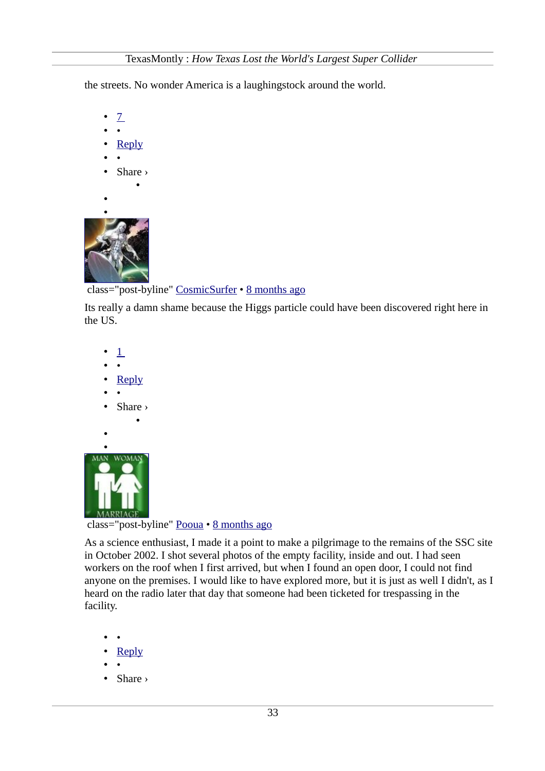the streets. No wonder America is a laughingstock around the world.

- 7
- •
- Reply
- •
- Share ›
    - 
- 
- 

class="post-byline" CosmicSurfer • 8 months ago

Its really a damn shame because the Higgs particle could have been discovered right here in the US.

- 1
- •
- Reply
- •
- Share ›
    - 
- 
- 

class="post-byline" Pooua • 8 months ago

As a science enthusiast, I made it a point to make a pilgrimage to the remains of the SSC site in October 2002. I shot several photos of the empty facility, inside and out. I had seen workers on the roof when I first arrived, but when I found an open door, I could not find anyone on the premises. I would like to have explored more, but it is just as well I didn't, as I heard on the radio later that day that someone had been ticketed for trespassing in the facility.

- •
- Reply
- •
- Share ›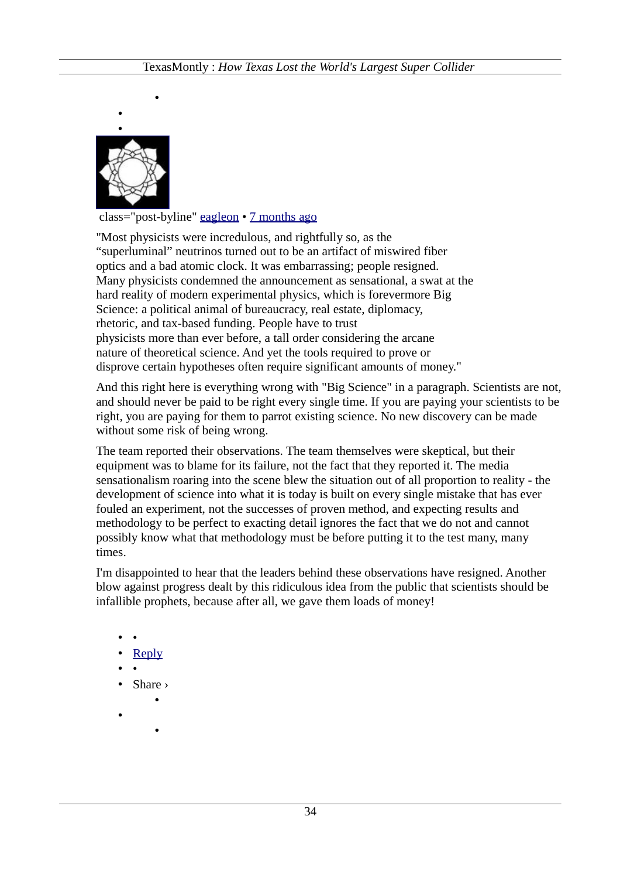class="post-byline" eagleon • 7 months ago

"Most physicists were incredulous, and rightfully so, as the "superluminal" neutrinos turned out to be an artifact of miswired fiber optics and a bad atomic clock. It was embarrassing; people resigned. Many physicists condemned the announcement as sensational, a swat at the hard reality of modern experimental physics, which is forevermore Big Science: a political animal of bureaucracy, real estate, diplomacy, rhetoric, and tax-based funding. People have to trust physicists more than ever before, a tall order considering the arcane nature of theoretical science. And yet the tools required to prove or disprove certain hypotheses often require significant amounts of money."

And this right here is everything wrong with "Big Science" in a paragraph. Scientists are not, and should never be paid to be right every single time. If you are paying your scientists to be right, you are paying for them to parrot existing science. No new discovery can be made without some risk of being wrong.

The team reported their observations. The team themselves were skeptical, but their equipment was to blame for its failure, not the fact that they reported it. The media sensationalism roaring into the scene blew the situation out of all proportion to reality - the development of science into what it is today is built on every single mistake that has ever fouled an experiment, not the successes of proven method, and expecting results and methodology to be perfect to exacting detail ignores the fact that we do not and cannot possibly know what that methodology must be before putting it to the test many, many times.

I'm disappointed to hear that the leaders behind these observations have resigned. Another blow against progress dealt by this ridiculous idea from the public that scientists should be infallible prophets, because after all, we gave them loads of money!

- Reply
- Share ›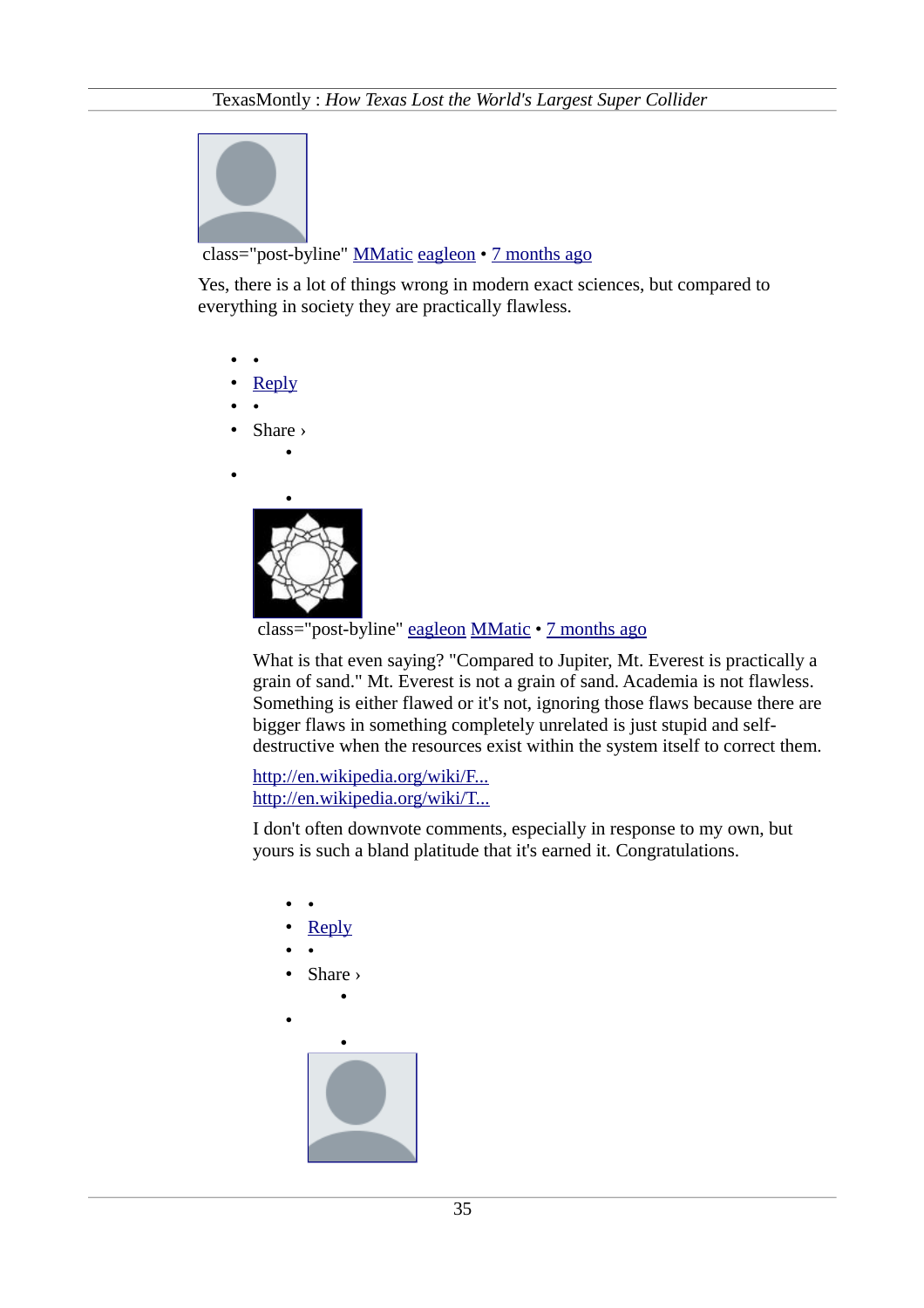class="post-byline" MMatic eagleon • 7 months ago

Yes, there is a lot of things wrong in modern exact sciences, but compared to everything in society they are practically flawless.

- •
- Reply
- •
- Share ›
    - 
- 
    - 

class="post-byline" eagleon MMatic • 7 months ago

What is that even saying? "Compared to Jupiter, Mt. Everest is practically a grain of sand." Mt. Everest is not a grain of sand. Academia is not flawless. Something is either flawed or it's not, ignoring those flaws because there are bigger flaws in something completely unrelated is just stupid and self-destructive when the resources exist within the system itself to correct them.

http://en.wikipedia.org/wiki/F...
http://en.wikipedia.org/wiki/T...

I don't often downvote comments, especially in response to my own, but yours is such a bland platitude that it's earned it. Congratulations.

- •
- Reply
- •
- Share ›
    - 
- 
    -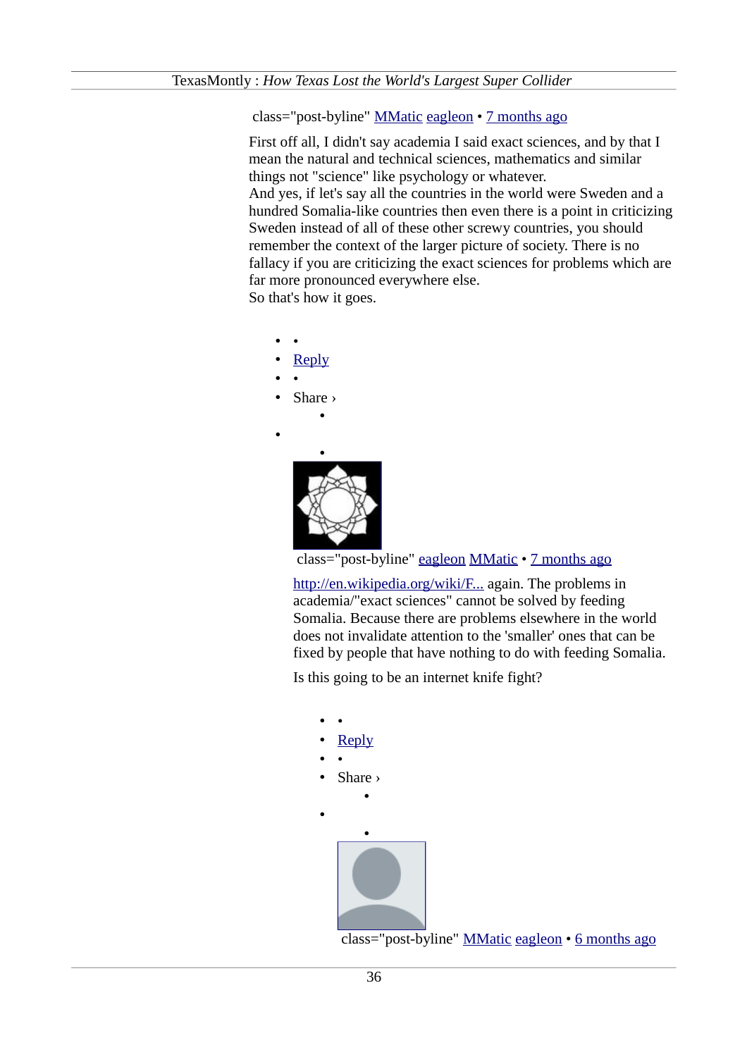class="post-byline" MMatic eagleon • 7 months ago

First off all, I didn't say academia I said exact sciences, and by that I mean the natural and technical sciences, mathematics and similar things not "science" like psychology or whatever.
And yes, if let's say all the countries in the world were Sweden and a hundred Somalia-like countries then even there is a point in criticizing Sweden instead of all of these other screwy countries, you should remember the context of the larger picture of society. There is no fallacy if you are criticizing the exact sciences for problems which are far more pronounced everywhere else.
So that's how it goes.

- •
- Reply
- •
- Share ›

class="post-byline" eagleon MMatic • 7 months ago

http://en.wikipedia.org/wiki/F... again. The problems in academia/"exact sciences" cannot be solved by feeding Somalia. Because there are problems elsewhere in the world does not invalidate attention to the 'smaller' ones that can be fixed by people that have nothing to do with feeding Somalia.

Is this going to be an internet knife fight?

- •
- Reply
- •
- Share ›

class="post-byline" MMatic eagleon • 6 months ago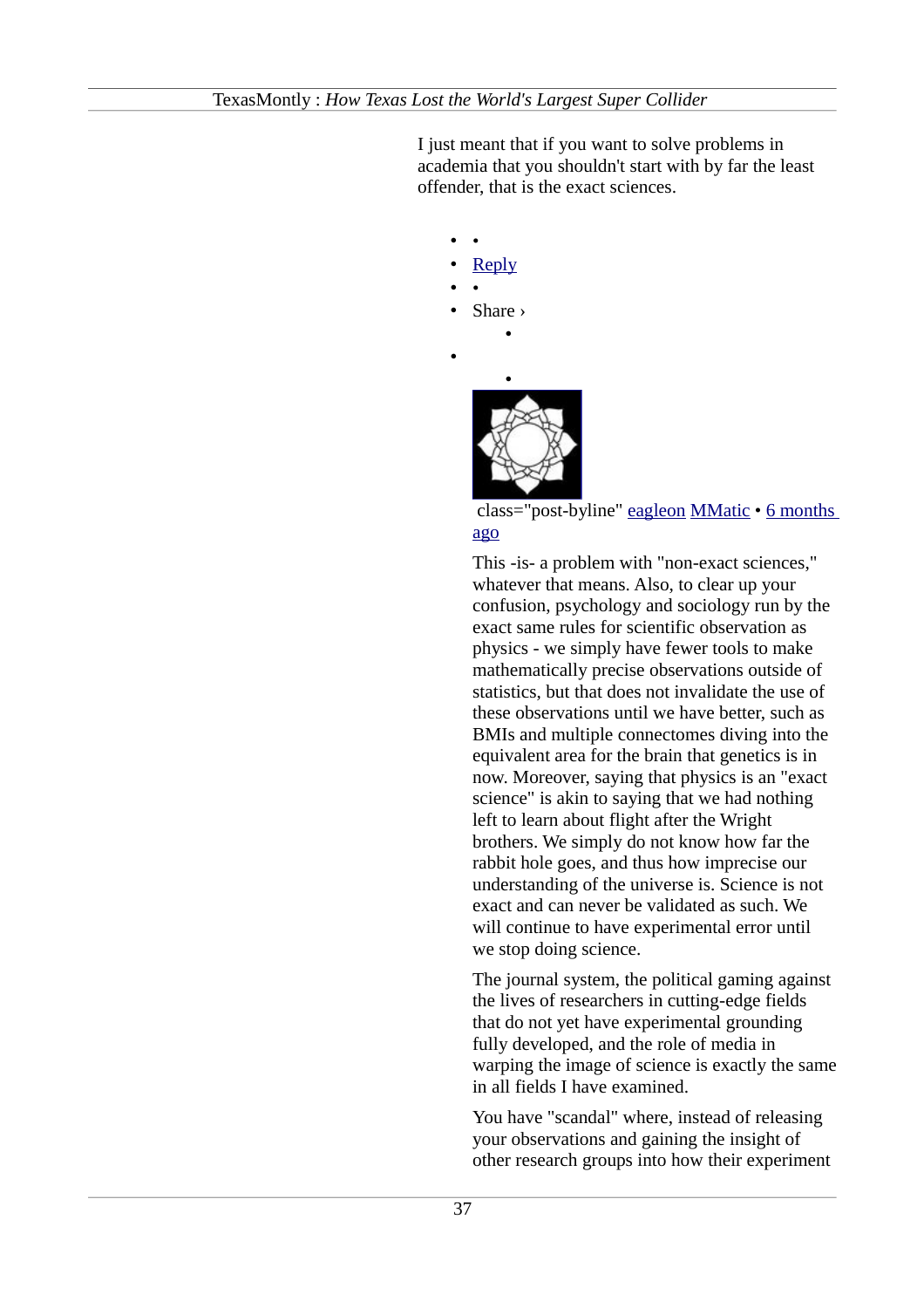I just meant that if you want to solve problems in academia that you shouldn't start with by far the least offender, that is the exact sciences.

- •
- Reply
- •
- Share ›
  - 
- 
  - 

class="post-byline" eagleon MMatic • 6 months ago

This -is- a problem with "non-exact sciences," whatever that means. Also, to clear up your confusion, psychology and sociology run by the exact same rules for scientific observation as physics - we simply have fewer tools to make mathematically precise observations outside of statistics, but that does not invalidate the use of these observations until we have better, such as BMIs and multiple connectomes diving into the equivalent area for the brain that genetics is in now. Moreover, saying that physics is an "exact science" is akin to saying that we had nothing left to learn about flight after the Wright brothers. We simply do not know how far the rabbit hole goes, and thus how imprecise our understanding of the universe is. Science is not exact and can never be validated as such. We will continue to have experimental error until we stop doing science.

The journal system, the political gaming against the lives of researchers in cutting-edge fields that do not yet have experimental grounding fully developed, and the role of media in warping the image of science is exactly the same in all fields I have examined.

You have "scandal" where, instead of releasing your observations and gaining the insight of other research groups into how their experiment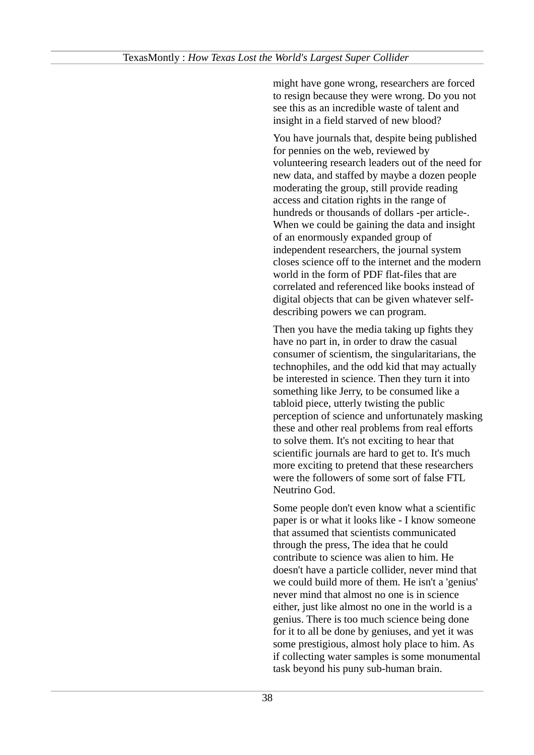might have gone wrong, researchers are forced to resign because they were wrong. Do you not see this as an incredible waste of talent and insight in a field starved of new blood?

You have journals that, despite being published for pennies on the web, reviewed by volunteering research leaders out of the need for new data, and staffed by maybe a dozen people moderating the group, still provide reading access and citation rights in the range of hundreds or thousands of dollars -per article-. When we could be gaining the data and insight of an enormously expanded group of independent researchers, the journal system closes science off to the internet and the modern world in the form of PDF flat-files that are correlated and referenced like books instead of digital objects that can be given whatever self-describing powers we can program.

Then you have the media taking up fights they have no part in, in order to draw the casual consumer of scientism, the singularitarians, the technophiles, and the odd kid that may actually be interested in science. Then they turn it into something like Jerry, to be consumed like a tabloid piece, utterly twisting the public perception of science and unfortunately masking these and other real problems from real efforts to solve them. It's not exciting to hear that scientific journals are hard to get to. It's much more exciting to pretend that these researchers were the followers of some sort of false FTL Neutrino God.

Some people don't even know what a scientific paper is or what it looks like - I know someone that assumed that scientists communicated through the press, The idea that he could contribute to science was alien to him. He doesn't have a particle collider, never mind that we could build more of them. He isn't a 'genius' never mind that almost no one is in science either, just like almost no one in the world is a genius. There is too much science being done for it to all be done by geniuses, and yet it was some prestigious, almost holy place to him. As if collecting water samples is some monumental task beyond his puny sub-human brain.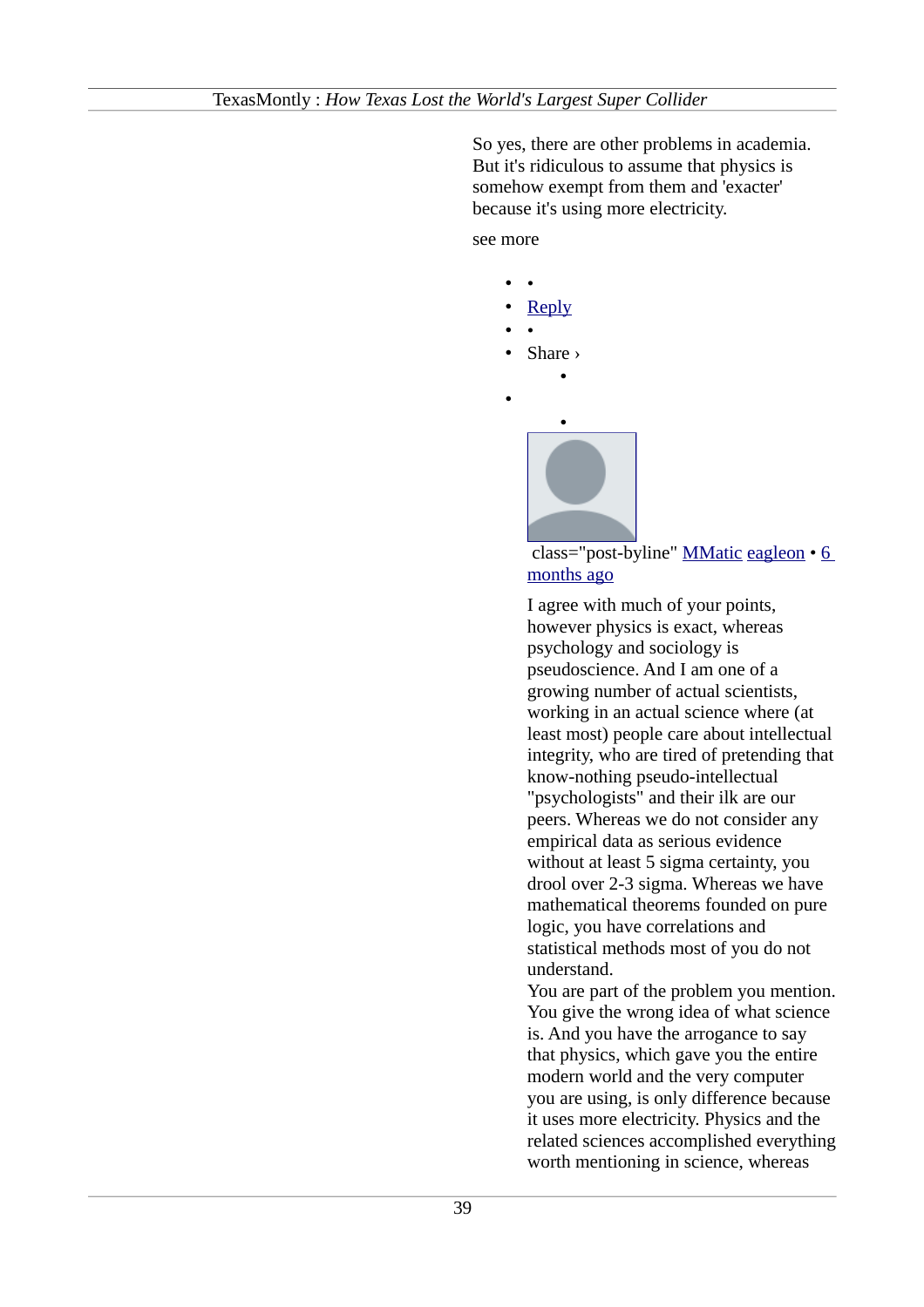So yes, there are other problems in academia. But it's ridiculous to assume that physics is somehow exempt from them and 'exacter' because it's using more electricity.

see more

- •
- Reply
- •
- Share ›
  - •
- 
  - •

class="post-byline" MMatic eagleon • 6 months ago

I agree with much of your points, however physics is exact, whereas psychology and sociology is pseudoscience. And I am one of a growing number of actual scientists, working in an actual science where (at least most) people care about intellectual integrity, who are tired of pretending that know-nothing pseudo-intellectual "psychologists" and their ilk are our peers. Whereas we do not consider any empirical data as serious evidence without at least 5 sigma certainty, you drool over 2-3 sigma. Whereas we have mathematical theorems founded on pure logic, you have correlations and statistical methods most of you do not understand.
You are part of the problem you mention. You give the wrong idea of what science is. And you have the arrogance to say that physics, which gave you the entire modern world and the very computer you are using, is only difference because it uses more electricity. Physics and the related sciences accomplished everything worth mentioning in science, whereas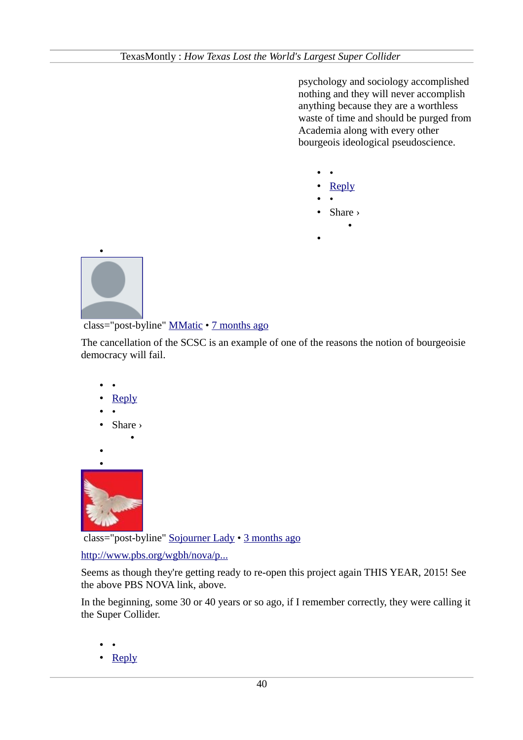psychology and sociology accomplished nothing and they will never accomplish anything because they are a worthless waste of time and should be purged from Academia along with every other bourgeois ideological pseudoscience.

- •
- Reply
- •
- Share ›
    - 
- 

- 

class="post-byline" MMatic • 7 months ago

The cancellation of the SCSC is an example of one of the reasons the notion of bourgeoisie democracy will fail.

- •
- Reply
- •
- Share ›
    - 
- 
- 

class="post-byline" Sojourner Lady • 3 months ago

http://www.pbs.org/wgbh/nova/p...

Seems as though they're getting ready to re-open this project again THIS YEAR, 2015! See the above PBS NOVA link, above.

In the beginning, some 30 or 40 years or so ago, if I remember correctly, they were calling it the Super Collider.

- •
- Reply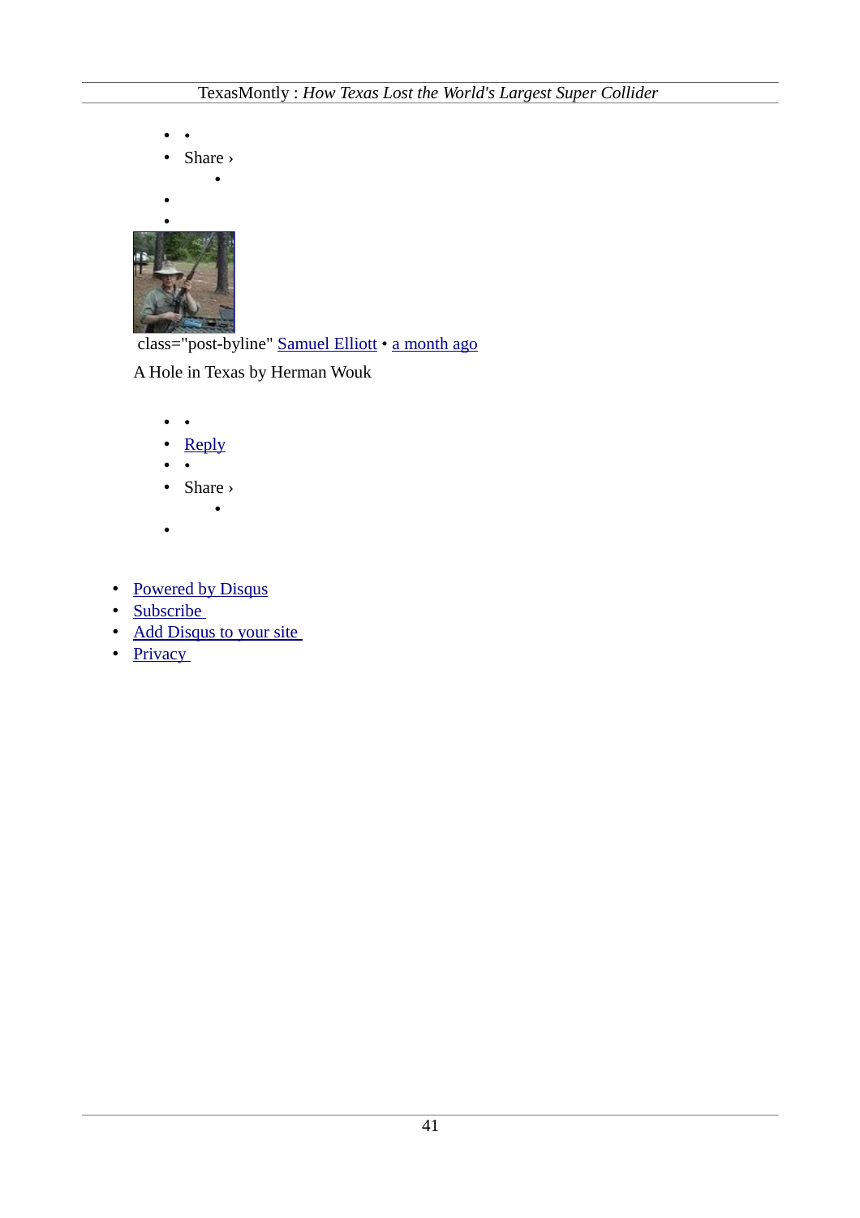- •
- Share ›
    - 
- 
- 

class="post-byline" Samuel Elliott • a month ago

A Hole in Texas by Herman Wouk

- •
- Reply
- •
- Share ›
    - 
- 

- Powered by Disqus
- Subscribe
- Add Disqus to your site
- Privacy